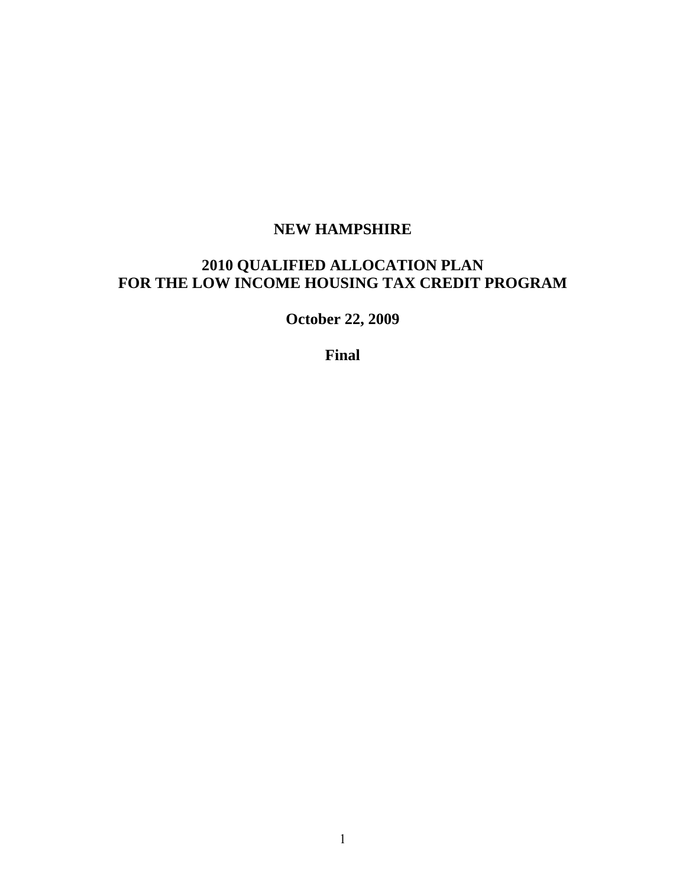# NEW HAMPSHIRE

## 2010 QUALIFIED ALLOCATION PLAN FOR THE LOW INCOME HOUSING TAX CREDIT PROGRAM

**October 22, 2009**

**Final**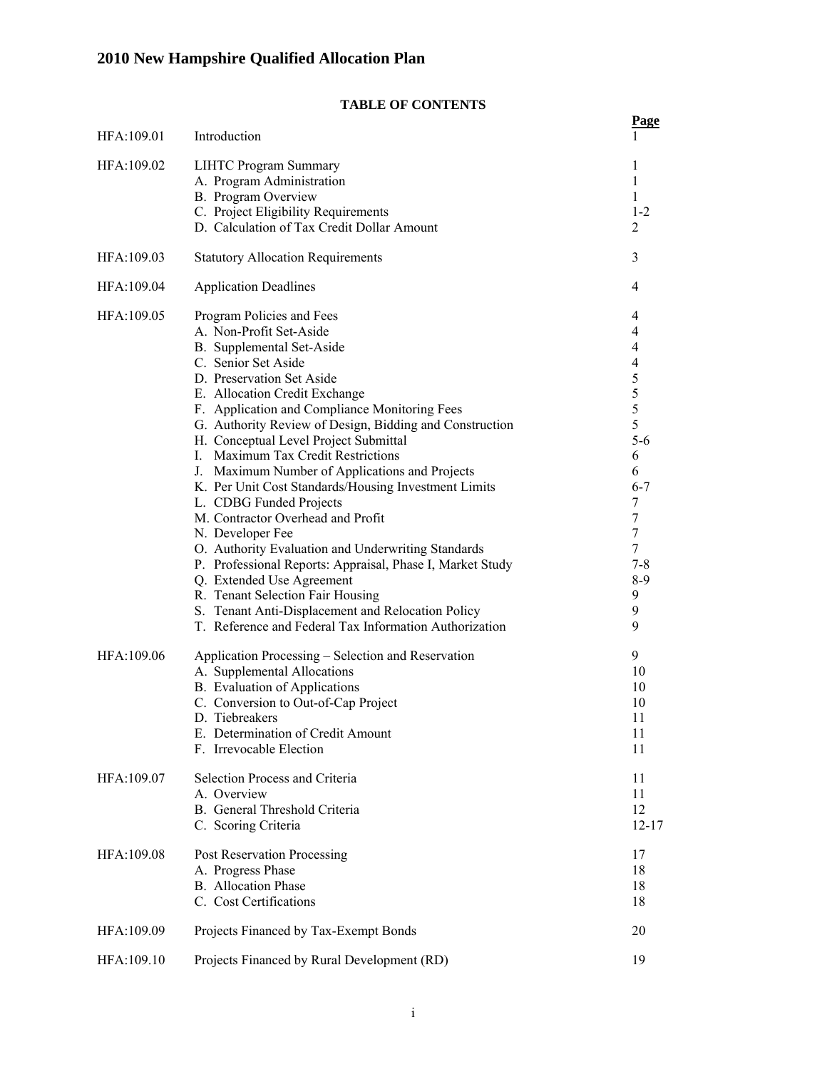# 2010 New Hampshire Qualified Allocation Plan

**TABLE OF CONTENTS**

| | | **Page** |
|---|---|---|
| HFA:109.01 | Introduction | 1 |
| HFA:109.02 | LIHTC Program Summary | 1 |
| | A. Program Administration | 1 |
| | B. Program Overview | 1 |
| | C. Project Eligibility Requirements | 1-2 |
| | D. Calculation of Tax Credit Dollar Amount | 2 |
| HFA:109.03 | Statutory Allocation Requirements | 3 |
| HFA:109.04 | Application Deadlines | 4 |
| HFA:109.05 | Program Policies and Fees | 4 |
| | A. Non-Profit Set-Aside | 4 |
| | B. Supplemental Set-Aside | 4 |
| | C. Senior Set Aside | 4 |
| | D. Preservation Set Aside | 5 |
| | E. Allocation Credit Exchange | 5 |
| | F. Application and Compliance Monitoring Fees | 5 |
| | G. Authority Review of Design, Bidding and Construction | 5 |
| | H. Conceptual Level Project Submittal | 5-6 |
| | I. Maximum Tax Credit Restrictions | 6 |
| | J. Maximum Number of Applications and Projects | 6 |
| | K. Per Unit Cost Standards/Housing Investment Limits | 6-7 |
| | L. CDBG Funded Projects | 7 |
| | M. Contractor Overhead and Profit | 7 |
| | N. Developer Fee | 7 |
| | O. Authority Evaluation and Underwriting Standards | 7 |
| | P. Professional Reports: Appraisal, Phase I, Market Study | 7-8 |
| | Q. Extended Use Agreement | 8-9 |
| | R. Tenant Selection Fair Housing | 9 |
| | S. Tenant Anti-Displacement and Relocation Policy | 9 |
| | T. Reference and Federal Tax Information Authorization | 9 |
| HFA:109.06 | Application Processing – Selection and Reservation | 9 |
| | A. Supplemental Allocations | 10 |
| | B. Evaluation of Applications | 10 |
| | C. Conversion to Out-of-Cap Project | 10 |
| | D. Tiebreakers | 11 |
| | E. Determination of Credit Amount | 11 |
| | F. Irrevocable Election | 11 |
| HFA:109.07 | Selection Process and Criteria | 11 |
| | A. Overview | 11 |
| | B. General Threshold Criteria | 12 |
| | C. Scoring Criteria | 12-17 |
| HFA:109.08 | Post Reservation Processing | 17 |
| | A. Progress Phase | 18 |
| | B. Allocation Phase | 18 |
| | C. Cost Certifications | 18 |
| HFA:109.09 | Projects Financed by Tax-Exempt Bonds | 20 |
| HFA:109.10 | Projects Financed by Rural Development (RD) | 19 |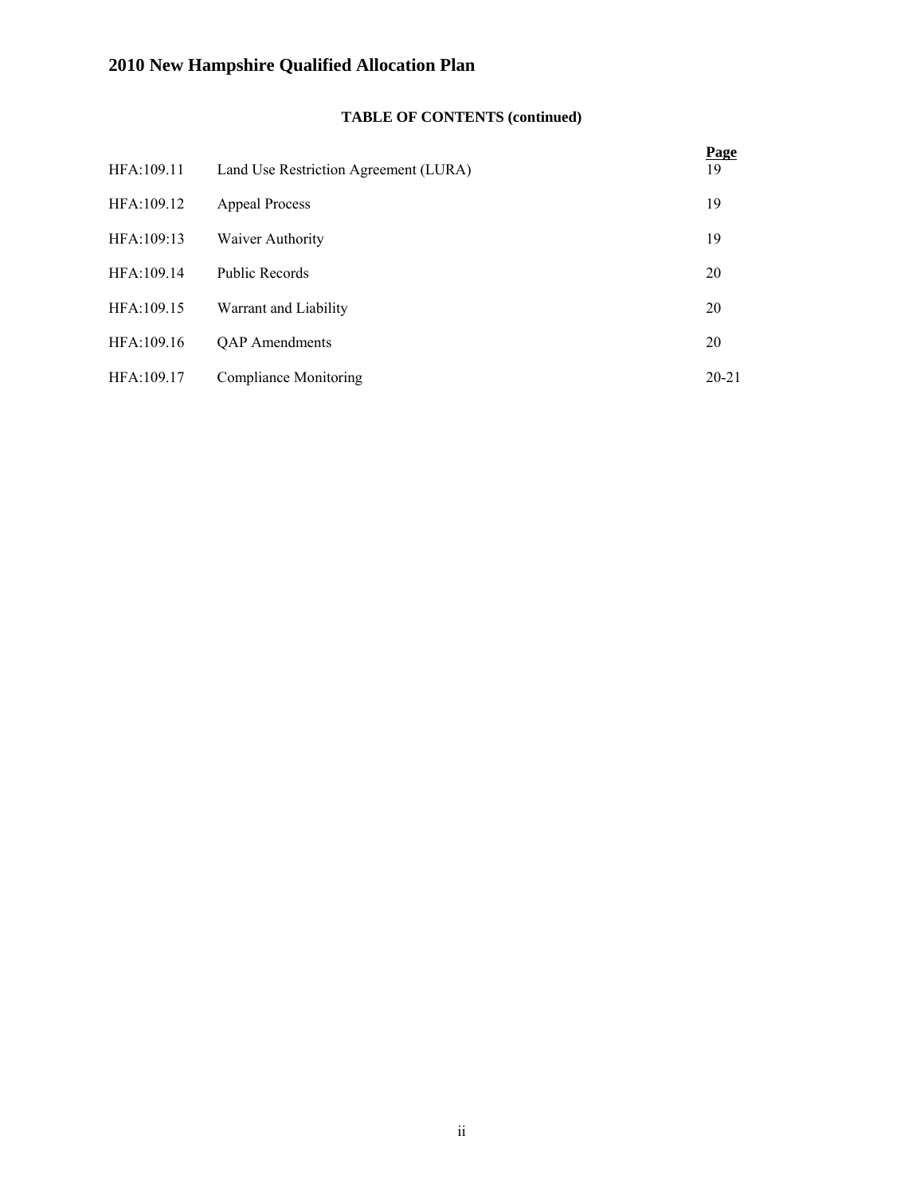# 2010 New Hampshire Qualified Allocation Plan

**TABLE OF CONTENTS (continued)**

| | | **Page** |
|---|---|---|
| HFA:109.11 | Land Use Restriction Agreement (LURA) | 19 |
| HFA:109.12 | Appeal Process | 19 |
| HFA:109:13 | Waiver Authority | 19 |
| HFA:109.14 | Public Records | 20 |
| HFA:109.15 | Warrant and Liability | 20 |
| HFA:109.16 | QAP Amendments | 20 |
| HFA:109.17 | Compliance Monitoring | 20-21 |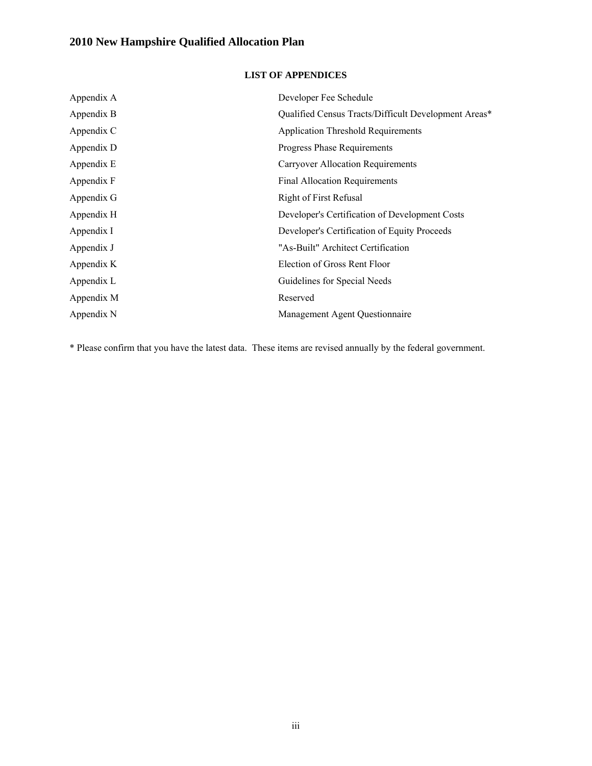# 2010 New Hampshire Qualified Allocation Plan

## LIST OF APPENDICES

| | |
|---|---|
| Appendix A | Developer Fee Schedule |
| Appendix B | Qualified Census Tracts/Difficult Development Areas* |
| Appendix C | Application Threshold Requirements |
| Appendix D | Progress Phase Requirements |
| Appendix E | Carryover Allocation Requirements |
| Appendix F | Final Allocation Requirements |
| Appendix G | Right of First Refusal |
| Appendix H | Developer's Certification of Development Costs |
| Appendix I | Developer's Certification of Equity Proceeds |
| Appendix J | "As-Built" Architect Certification |
| Appendix K | Election of Gross Rent Floor |
| Appendix L | Guidelines for Special Needs |
| Appendix M | Reserved |
| Appendix N | Management Agent Questionnaire |

* Please confirm that you have the latest data. These items are revised annually by the federal government.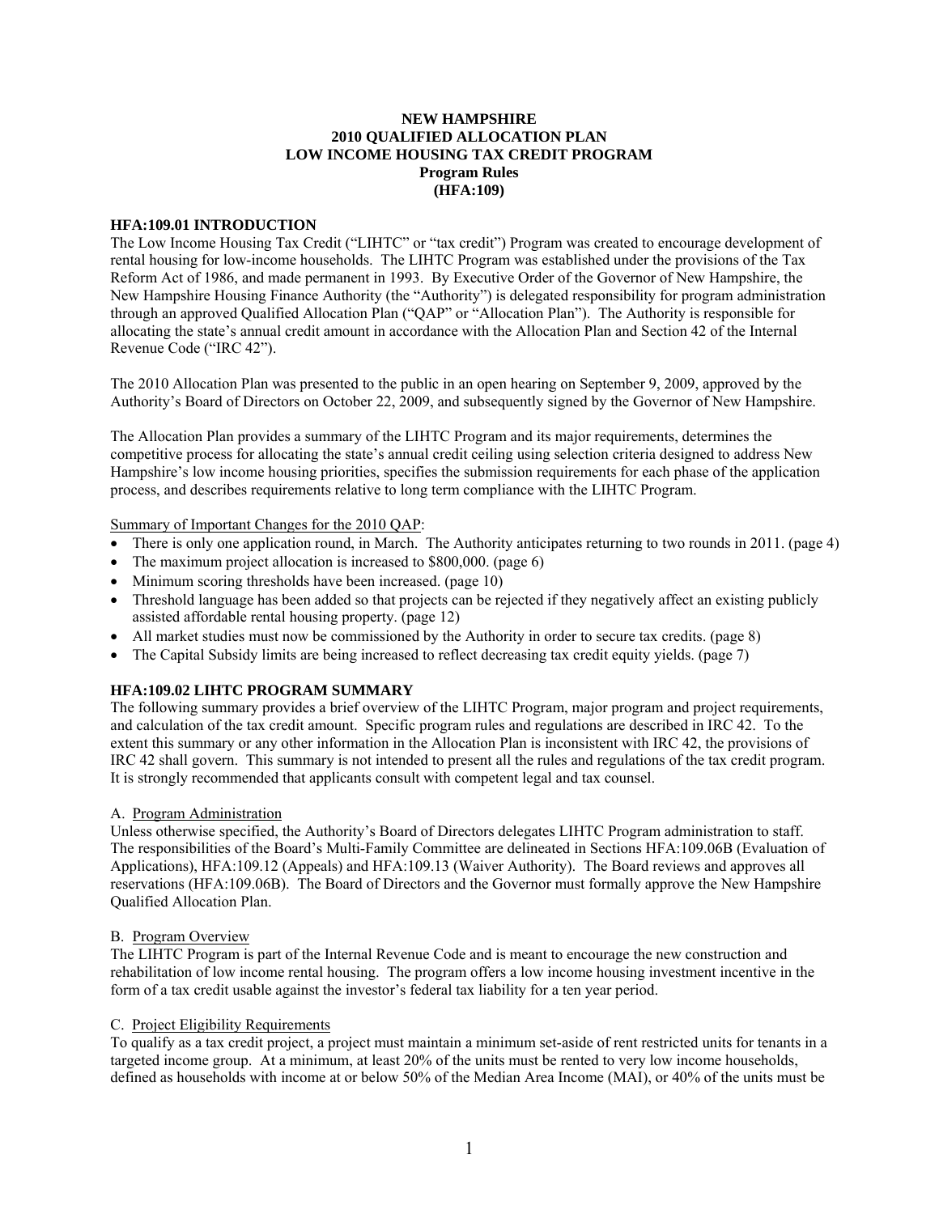**NEW HAMPSHIRE**
**2010 QUALIFIED ALLOCATION PLAN**
**LOW INCOME HOUSING TAX CREDIT PROGRAM**
**Program Rules**
**(HFA:109)**

## HFA:109.01 INTRODUCTION

The Low Income Housing Tax Credit ("LIHTC" or "tax credit") Program was created to encourage development of rental housing for low-income households. The LIHTC Program was established under the provisions of the Tax Reform Act of 1986, and made permanent in 1993. By Executive Order of the Governor of New Hampshire, the New Hampshire Housing Finance Authority (the "Authority") is delegated responsibility for program administration through an approved Qualified Allocation Plan ("QAP" or "Allocation Plan"). The Authority is responsible for allocating the state's annual credit amount in accordance with the Allocation Plan and Section 42 of the Internal Revenue Code ("IRC 42").

The 2010 Allocation Plan was presented to the public in an open hearing on September 9, 2009, approved by the Authority's Board of Directors on October 22, 2009, and subsequently signed by the Governor of New Hampshire.

The Allocation Plan provides a summary of the LIHTC Program and its major requirements, determines the competitive process for allocating the state's annual credit ceiling using selection criteria designed to address New Hampshire's low income housing priorities, specifies the submission requirements for each phase of the application process, and describes requirements relative to long term compliance with the LIHTC Program.

Summary of Important Changes for the 2010 QAP:

- There is only one application round, in March. The Authority anticipates returning to two rounds in 2011. (page 4)
- The maximum project allocation is increased to $800,000. (page 6)
- Minimum scoring thresholds have been increased. (page 10)
- Threshold language has been added so that projects can be rejected if they negatively affect an existing publicly assisted affordable rental housing property. (page 12)
- All market studies must now be commissioned by the Authority in order to secure tax credits. (page 8)
- The Capital Subsidy limits are being increased to reflect decreasing tax credit equity yields. (page 7)

## HFA:109.02 LIHTC PROGRAM SUMMARY

The following summary provides a brief overview of the LIHTC Program, major program and project requirements, and calculation of the tax credit amount. Specific program rules and regulations are described in IRC 42. To the extent this summary or any other information in the Allocation Plan is inconsistent with IRC 42, the provisions of IRC 42 shall govern. This summary is not intended to present all the rules and regulations of the tax credit program. It is strongly recommended that applicants consult with competent legal and tax counsel.

A. Program Administration

Unless otherwise specified, the Authority's Board of Directors delegates LIHTC Program administration to staff. The responsibilities of the Board's Multi-Family Committee are delineated in Sections HFA:109.06B (Evaluation of Applications), HFA:109.12 (Appeals) and HFA:109.13 (Waiver Authority). The Board reviews and approves all reservations (HFA:109.06B). The Board of Directors and the Governor must formally approve the New Hampshire Qualified Allocation Plan.

B. Program Overview

The LIHTC Program is part of the Internal Revenue Code and is meant to encourage the new construction and rehabilitation of low income rental housing. The program offers a low income housing investment incentive in the form of a tax credit usable against the investor's federal tax liability for a ten year period.

C. Project Eligibility Requirements

To qualify as a tax credit project, a project must maintain a minimum set-aside of rent restricted units for tenants in a targeted income group. At a minimum, at least 20% of the units must be rented to very low income households, defined as households with income at or below 50% of the Median Area Income (MAI), or 40% of the units must be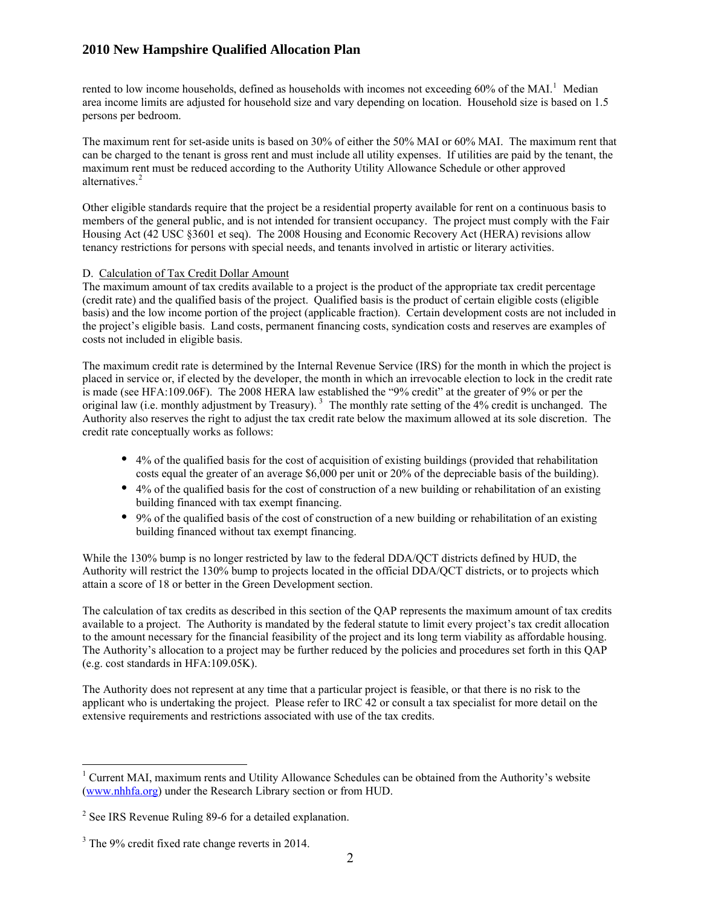rented to low income households, defined as households with incomes not exceeding 60% of the MAI.[1] Median area income limits are adjusted for household size and vary depending on location. Household size is based on 1.5 persons per bedroom.

The maximum rent for set-aside units is based on 30% of either the 50% MAI or 60% MAI. The maximum rent that can be charged to the tenant is gross rent and must include all utility expenses. If utilities are paid by the tenant, the maximum rent must be reduced according to the Authority Utility Allowance Schedule or other approved alternatives.[2]

Other eligible standards require that the project be a residential property available for rent on a continuous basis to members of the general public, and is not intended for transient occupancy. The project must comply with the Fair Housing Act (42 USC §3601 et seq). The 2008 Housing and Economic Recovery Act (HERA) revisions allow tenancy restrictions for persons with special needs, and tenants involved in artistic or literary activities.

D. Calculation of Tax Credit Dollar Amount

The maximum amount of tax credits available to a project is the product of the appropriate tax credit percentage (credit rate) and the qualified basis of the project. Qualified basis is the product of certain eligible costs (eligible basis) and the low income portion of the project (applicable fraction). Certain development costs are not included in the project's eligible basis. Land costs, permanent financing costs, syndication costs and reserves are examples of costs not included in eligible basis.

The maximum credit rate is determined by the Internal Revenue Service (IRS) for the month in which the project is placed in service or, if elected by the developer, the month in which an irrevocable election to lock in the credit rate is made (see HFA:109.06F). The 2008 HERA law established the "9% credit" at the greater of 9% or per the original law (i.e. monthly adjustment by Treasury).[3] The monthly rate setting of the 4% credit is unchanged. The Authority also reserves the right to adjust the tax credit rate below the maximum allowed at its sole discretion. The credit rate conceptually works as follows:

- 4% of the qualified basis for the cost of acquisition of existing buildings (provided that rehabilitation costs equal the greater of an average $6,000 per unit or 20% of the depreciable basis of the building).
- 4% of the qualified basis for the cost of construction of a new building or rehabilitation of an existing building financed with tax exempt financing.
- 9% of the qualified basis of the cost of construction of a new building or rehabilitation of an existing building financed without tax exempt financing.

While the 130% bump is no longer restricted by law to the federal DDA/QCT districts defined by HUD, the Authority will restrict the 130% bump to projects located in the official DDA/QCT districts, or to projects which attain a score of 18 or better in the Green Development section.

The calculation of tax credits as described in this section of the QAP represents the maximum amount of tax credits available to a project. The Authority is mandated by the federal statute to limit every project's tax credit allocation to the amount necessary for the financial feasibility of the project and its long term viability as affordable housing. The Authority's allocation to a project may be further reduced by the policies and procedures set forth in this QAP (e.g. cost standards in HFA:109.05K).

The Authority does not represent at any time that a particular project is feasible, or that there is no risk to the applicant who is undertaking the project. Please refer to IRC 42 or consult a tax specialist for more detail on the extensive requirements and restrictions associated with use of the tax credits.

---

[1] Current MAI, maximum rents and Utility Allowance Schedules can be obtained from the Authority's website (www.nhhfa.org) under the Research Library section or from HUD.

[2] See IRS Revenue Ruling 89-6 for a detailed explanation.

[3] The 9% credit fixed rate change reverts in 2014.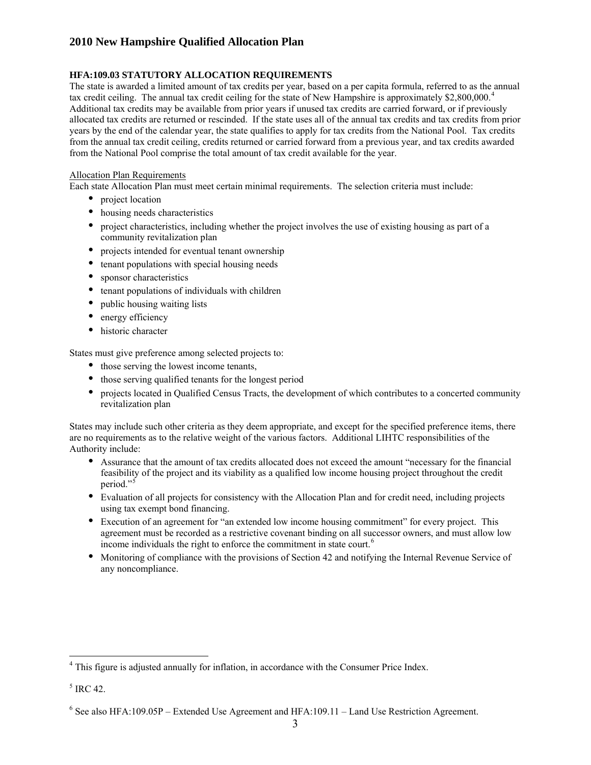## HFA:109.03 STATUTORY ALLOCATION REQUIREMENTS

The state is awarded a limited amount of tax credits per year, based on a per capita formula, referred to as the annual tax credit ceiling. The annual tax credit ceiling for the state of New Hampshire is approximately $2,800,000.[4] Additional tax credits may be available from prior years if unused tax credits are carried forward, or if previously allocated tax credits are returned or rescinded. If the state uses all of the annual tax credits and tax credits from prior years by the end of the calendar year, the state qualifies to apply for tax credits from the National Pool. Tax credits from the annual tax credit ceiling, credits returned or carried forward from a previous year, and tax credits awarded from the National Pool comprise the total amount of tax credit available for the year.

Allocation Plan Requirements

Each state Allocation Plan must meet certain minimal requirements. The selection criteria must include:

- project location
- housing needs characteristics
- project characteristics, including whether the project involves the use of existing housing as part of a community revitalization plan
- projects intended for eventual tenant ownership
- tenant populations with special housing needs
- sponsor characteristics
- tenant populations of individuals with children
- public housing waiting lists
- energy efficiency
- historic character

States must give preference among selected projects to:

- those serving the lowest income tenants,
- those serving qualified tenants for the longest period
- projects located in Qualified Census Tracts, the development of which contributes to a concerted community revitalization plan

States may include such other criteria as they deem appropriate, and except for the specified preference items, there are no requirements as to the relative weight of the various factors. Additional LIHTC responsibilities of the Authority include:

- Assurance that the amount of tax credits allocated does not exceed the amount "necessary for the financial feasibility of the project and its viability as a qualified low income housing project throughout the credit period."[5]
- Evaluation of all projects for consistency with the Allocation Plan and for credit need, including projects using tax exempt bond financing.
- Execution of an agreement for "an extended low income housing commitment" for every project. This agreement must be recorded as a restrictive covenant binding on all successor owners, and must allow low income individuals the right to enforce the commitment in state court.[6]
- Monitoring of compliance with the provisions of Section 42 and notifying the Internal Revenue Service of any noncompliance.

---

[4] This figure is adjusted annually for inflation, in accordance with the Consumer Price Index.

[5] IRC 42.

[6] See also HFA:109.05P – Extended Use Agreement and HFA:109.11 – Land Use Restriction Agreement.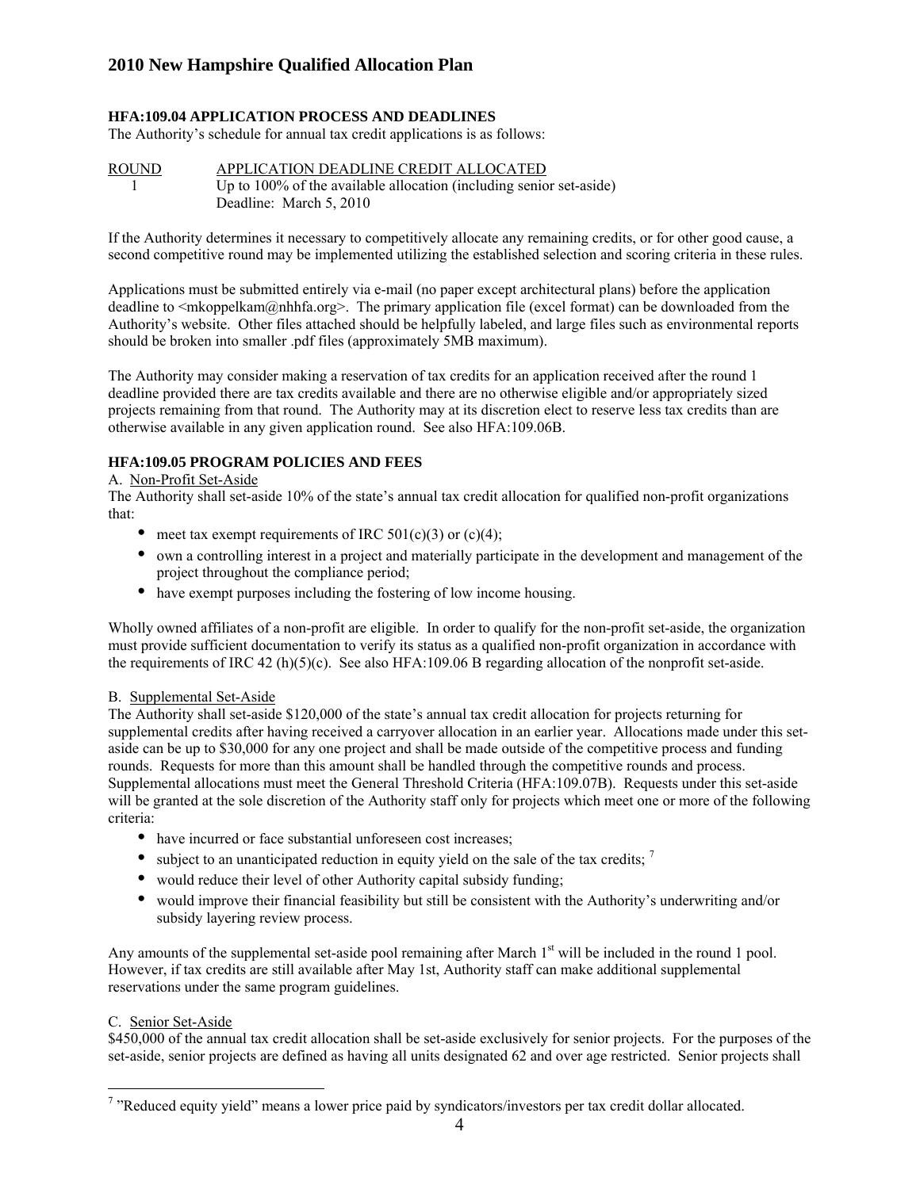### HFA:109.04 APPLICATION PROCESS AND DEADLINES

The Authority's schedule for annual tax credit applications is as follows:

| ROUND | APPLICATION DEADLINE CREDIT ALLOCATED |
|---|---|
| 1 | Up to 100% of the available allocation (including senior set-aside) Deadline: March 5, 2010 |

If the Authority determines it necessary to competitively allocate any remaining credits, or for other good cause, a second competitive round may be implemented utilizing the established selection and scoring criteria in these rules.

Applications must be submitted entirely via e-mail (no paper except architectural plans) before the application deadline to <mkoppelkam@nhhfa.org>. The primary application file (excel format) can be downloaded from the Authority's website. Other files attached should be helpfully labeled, and large files such as environmental reports should be broken into smaller .pdf files (approximately 5MB maximum).

The Authority may consider making a reservation of tax credits for an application received after the round 1 deadline provided there are tax credits available and there are no otherwise eligible and/or appropriately sized projects remaining from that round. The Authority may at its discretion elect to reserve less tax credits than are otherwise available in any given application round. See also HFA:109.06B.

### HFA:109.05 PROGRAM POLICIES AND FEES

A. Non-Profit Set-Aside

The Authority shall set-aside 10% of the state's annual tax credit allocation for qualified non-profit organizations that:

- meet tax exempt requirements of IRC 501(c)(3) or (c)(4);
- own a controlling interest in a project and materially participate in the development and management of the project throughout the compliance period;
- have exempt purposes including the fostering of low income housing.

Wholly owned affiliates of a non-profit are eligible. In order to qualify for the non-profit set-aside, the organization must provide sufficient documentation to verify its status as a qualified non-profit organization in accordance with the requirements of IRC 42 (h)(5)(c). See also HFA:109.06 B regarding allocation of the nonprofit set-aside.

B. Supplemental Set-Aside

The Authority shall set-aside $120,000 of the state's annual tax credit allocation for projects returning for supplemental credits after having received a carryover allocation in an earlier year. Allocations made under this set-aside can be up to $30,000 for any one project and shall be made outside of the competitive process and funding rounds. Requests for more than this amount shall be handled through the competitive rounds and process. Supplemental allocations must meet the General Threshold Criteria (HFA:109.07B). Requests under this set-aside will be granted at the sole discretion of the Authority staff only for projects which meet one or more of the following criteria:

- have incurred or face substantial unforeseen cost increases;
- subject to an unanticipated reduction in equity yield on the sale of the tax credits; [7]
- would reduce their level of other Authority capital subsidy funding;
- would improve their financial feasibility but still be consistent with the Authority's underwriting and/or subsidy layering review process.

Any amounts of the supplemental set-aside pool remaining after March 1st will be included in the round 1 pool. However, if tax credits are still available after May 1st, Authority staff can make additional supplemental reservations under the same program guidelines.

C. Senior Set-Aside

$450,000 of the annual tax credit allocation shall be set-aside exclusively for senior projects. For the purposes of the set-aside, senior projects are defined as having all units designated 62 and over age restricted. Senior projects shall

---

[7] "Reduced equity yield" means a lower price paid by syndicators/investors per tax credit dollar allocated.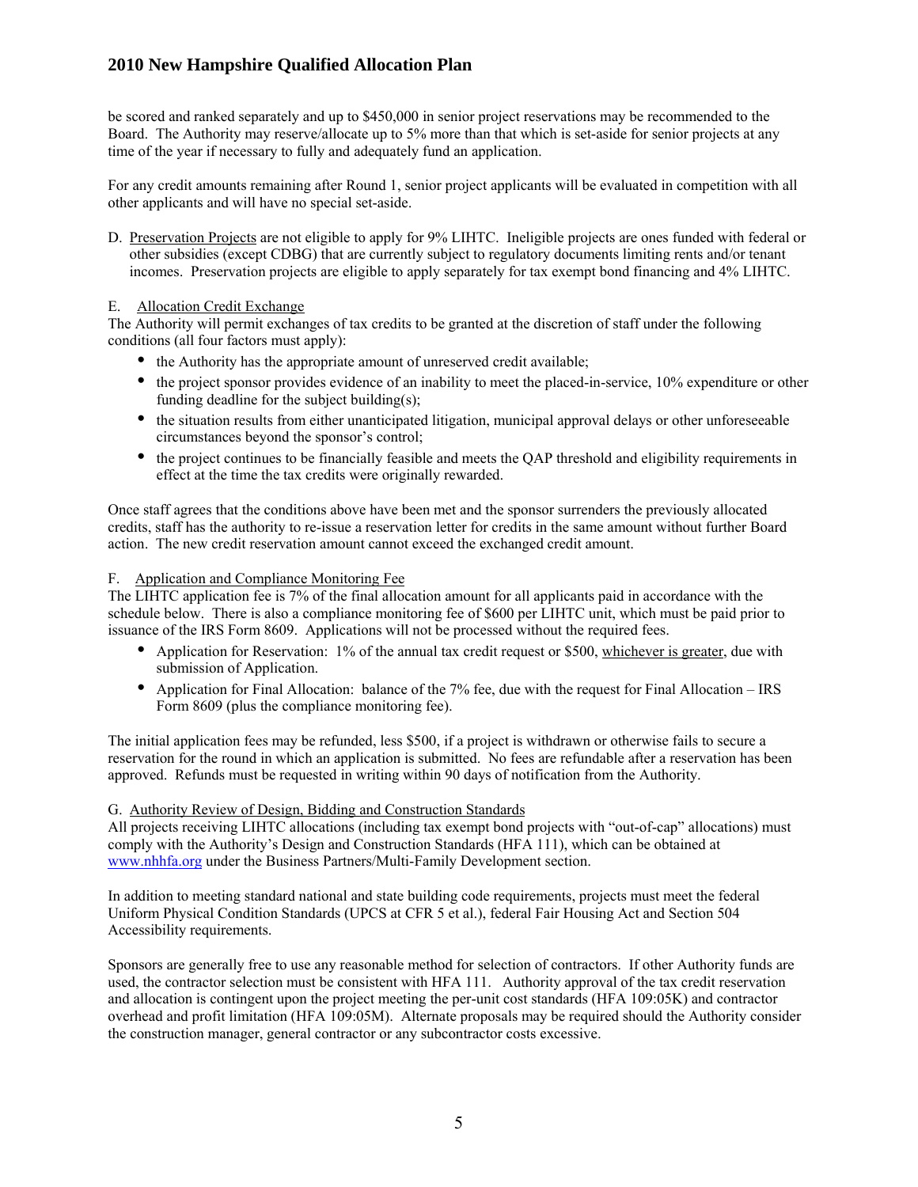be scored and ranked separately and up to $450,000 in senior project reservations may be recommended to the Board. The Authority may reserve/allocate up to 5% more than that which is set-aside for senior projects at any time of the year if necessary to fully and adequately fund an application.

For any credit amounts remaining after Round 1, senior project applicants will be evaluated in competition with all other applicants and will have no special set-aside.

D. Preservation Projects are not eligible to apply for 9% LIHTC. Ineligible projects are ones funded with federal or other subsidies (except CDBG) that are currently subject to regulatory documents limiting rents and/or tenant incomes. Preservation projects are eligible to apply separately for tax exempt bond financing and 4% LIHTC.

E. Allocation Credit Exchange

The Authority will permit exchanges of tax credits to be granted at the discretion of staff under the following conditions (all four factors must apply):

- the Authority has the appropriate amount of unreserved credit available;
- the project sponsor provides evidence of an inability to meet the placed-in-service, 10% expenditure or other funding deadline for the subject building(s);
- the situation results from either unanticipated litigation, municipal approval delays or other unforeseeable circumstances beyond the sponsor's control;
- the project continues to be financially feasible and meets the QAP threshold and eligibility requirements in effect at the time the tax credits were originally rewarded.

Once staff agrees that the conditions above have been met and the sponsor surrenders the previously allocated credits, staff has the authority to re-issue a reservation letter for credits in the same amount without further Board action. The new credit reservation amount cannot exceed the exchanged credit amount.

F. Application and Compliance Monitoring Fee

The LIHTC application fee is 7% of the final allocation amount for all applicants paid in accordance with the schedule below. There is also a compliance monitoring fee of $600 per LIHTC unit, which must be paid prior to issuance of the IRS Form 8609. Applications will not be processed without the required fees.

- Application for Reservation: 1% of the annual tax credit request or $500, whichever is greater, due with submission of Application.
- Application for Final Allocation: balance of the 7% fee, due with the request for Final Allocation – IRS Form 8609 (plus the compliance monitoring fee).

The initial application fees may be refunded, less $500, if a project is withdrawn or otherwise fails to secure a reservation for the round in which an application is submitted. No fees are refundable after a reservation has been approved. Refunds must be requested in writing within 90 days of notification from the Authority.

G. Authority Review of Design, Bidding and Construction Standards

All projects receiving LIHTC allocations (including tax exempt bond projects with "out-of-cap" allocations) must comply with the Authority's Design and Construction Standards (HFA 111), which can be obtained at www.nhhfa.org under the Business Partners/Multi-Family Development section.

In addition to meeting standard national and state building code requirements, projects must meet the federal Uniform Physical Condition Standards (UPCS at CFR 5 et al.), federal Fair Housing Act and Section 504 Accessibility requirements.

Sponsors are generally free to use any reasonable method for selection of contractors. If other Authority funds are used, the contractor selection must be consistent with HFA 111. Authority approval of the tax credit reservation and allocation is contingent upon the project meeting the per-unit cost standards (HFA 109:05K) and contractor overhead and profit limitation (HFA 109:05M). Alternate proposals may be required should the Authority consider the construction manager, general contractor or any subcontractor costs excessive.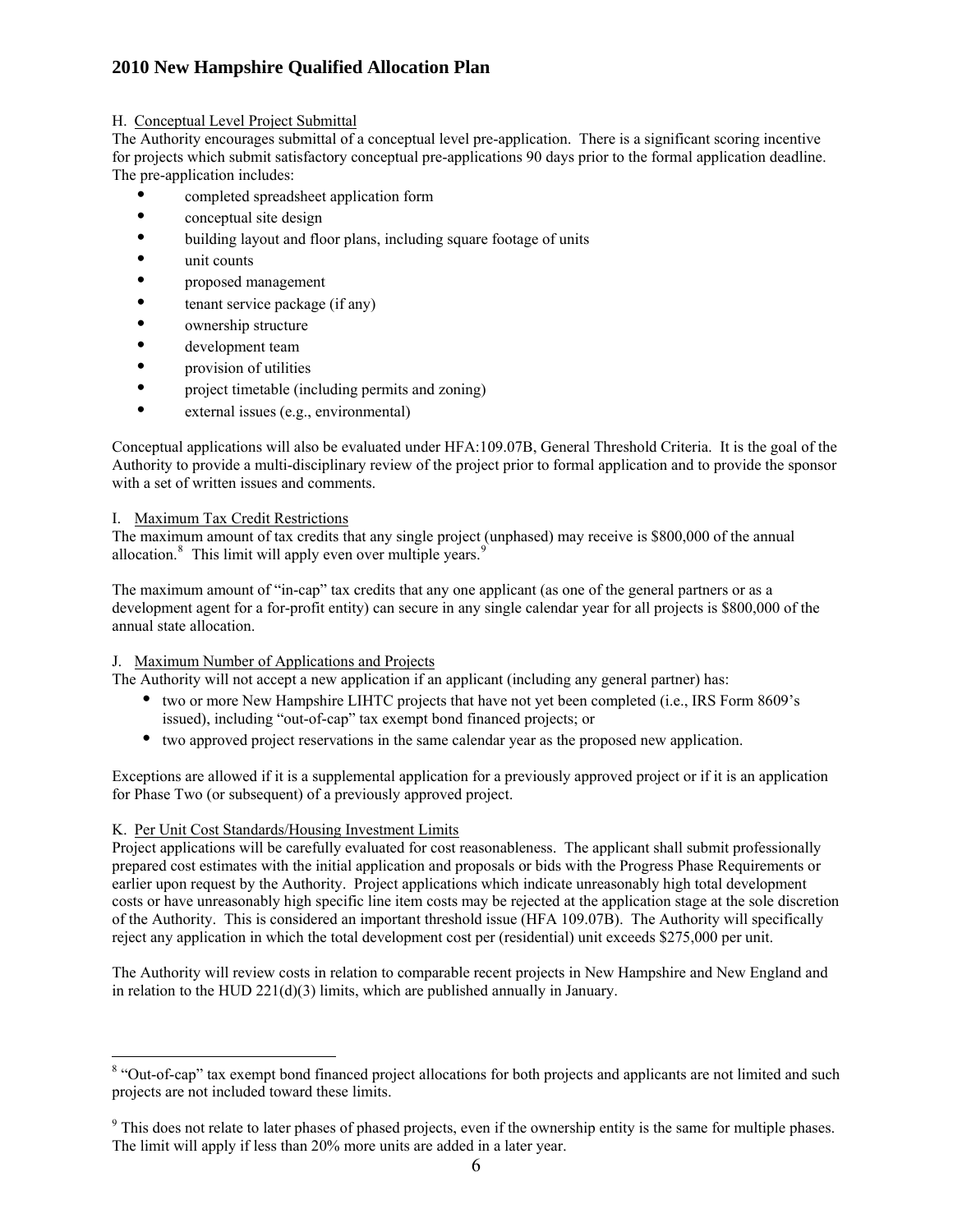H. Conceptual Level Project Submittal

The Authority encourages submittal of a conceptual level pre-application. There is a significant scoring incentive for projects which submit satisfactory conceptual pre-applications 90 days prior to the formal application deadline. The pre-application includes:

- completed spreadsheet application form
- conceptual site design
- building layout and floor plans, including square footage of units
- unit counts
- proposed management
- tenant service package (if any)
- ownership structure
- development team
- provision of utilities
- project timetable (including permits and zoning)
- external issues (e.g., environmental)

Conceptual applications will also be evaluated under HFA:109.07B, General Threshold Criteria. It is the goal of the Authority to provide a multi-disciplinary review of the project prior to formal application and to provide the sponsor with a set of written issues and comments.

I. Maximum Tax Credit Restrictions

The maximum amount of tax credits that any single project (unphased) may receive is $800,000 of the annual allocation.[8] This limit will apply even over multiple years.[9]

The maximum amount of "in-cap" tax credits that any one applicant (as one of the general partners or as a development agent for a for-profit entity) can secure in any single calendar year for all projects is $800,000 of the annual state allocation.

J. Maximum Number of Applications and Projects

The Authority will not accept a new application if an applicant (including any general partner) has:

- two or more New Hampshire LIHTC projects that have not yet been completed (i.e., IRS Form 8609's issued), including "out-of-cap" tax exempt bond financed projects; or
- two approved project reservations in the same calendar year as the proposed new application.

Exceptions are allowed if it is a supplemental application for a previously approved project or if it is an application for Phase Two (or subsequent) of a previously approved project.

K. Per Unit Cost Standards/Housing Investment Limits

Project applications will be carefully evaluated for cost reasonableness. The applicant shall submit professionally prepared cost estimates with the initial application and proposals or bids with the Progress Phase Requirements or earlier upon request by the Authority. Project applications which indicate unreasonably high total development costs or have unreasonably high specific line item costs may be rejected at the application stage at the sole discretion of the Authority. This is considered an important threshold issue (HFA 109.07B). The Authority will specifically reject any application in which the total development cost per (residential) unit exceeds $275,000 per unit.

The Authority will review costs in relation to comparable recent projects in New Hampshire and New England and in relation to the HUD 221(d)(3) limits, which are published annually in January.

---

[8] "Out-of-cap" tax exempt bond financed project allocations for both projects and applicants are not limited and such projects are not included toward these limits.

[9] This does not relate to later phases of phased projects, even if the ownership entity is the same for multiple phases. The limit will apply if less than 20% more units are added in a later year.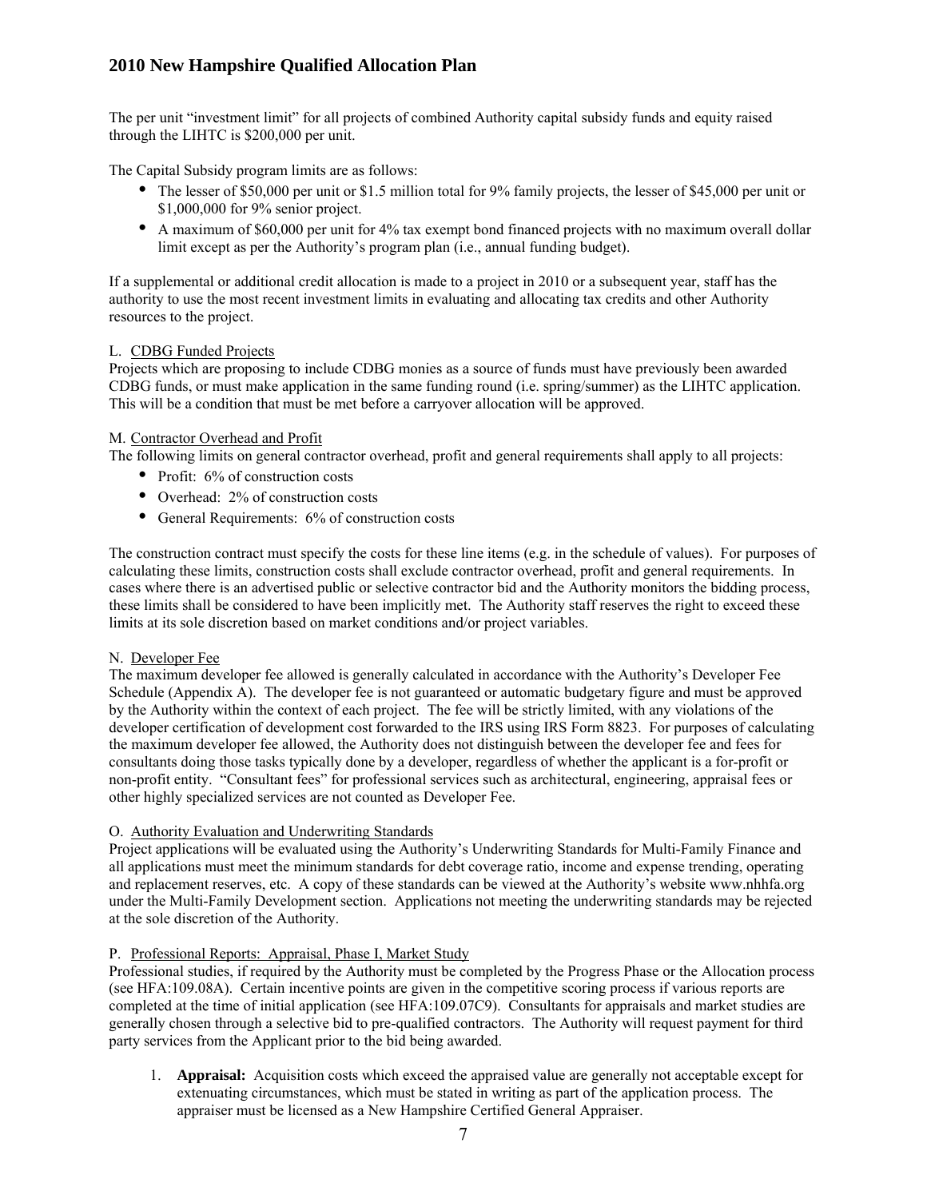The per unit "investment limit" for all projects of combined Authority capital subsidy funds and equity raised through the LIHTC is $200,000 per unit.

The Capital Subsidy program limits are as follows:

- The lesser of $50,000 per unit or $1.5 million total for 9% family projects, the lesser of $45,000 per unit or $1,000,000 for 9% senior project.
- A maximum of $60,000 per unit for 4% tax exempt bond financed projects with no maximum overall dollar limit except as per the Authority's program plan (i.e., annual funding budget).

If a supplemental or additional credit allocation is made to a project in 2010 or a subsequent year, staff has the authority to use the most recent investment limits in evaluating and allocating tax credits and other Authority resources to the project.

L. CDBG Funded Projects

Projects which are proposing to include CDBG monies as a source of funds must have previously been awarded CDBG funds, or must make application in the same funding round (i.e. spring/summer) as the LIHTC application. This will be a condition that must be met before a carryover allocation will be approved.

M. Contractor Overhead and Profit

The following limits on general contractor overhead, profit and general requirements shall apply to all projects:

- Profit: 6% of construction costs
- Overhead: 2% of construction costs
- General Requirements: 6% of construction costs

The construction contract must specify the costs for these line items (e.g. in the schedule of values). For purposes of calculating these limits, construction costs shall exclude contractor overhead, profit and general requirements. In cases where there is an advertised public or selective contractor bid and the Authority monitors the bidding process, these limits shall be considered to have been implicitly met. The Authority staff reserves the right to exceed these limits at its sole discretion based on market conditions and/or project variables.

N. Developer Fee

The maximum developer fee allowed is generally calculated in accordance with the Authority's Developer Fee Schedule (Appendix A). The developer fee is not guaranteed or automatic budgetary figure and must be approved by the Authority within the context of each project. The fee will be strictly limited, with any violations of the developer certification of development cost forwarded to the IRS using IRS Form 8823. For purposes of calculating the maximum developer fee allowed, the Authority does not distinguish between the developer fee and fees for consultants doing those tasks typically done by a developer, regardless of whether the applicant is a for-profit or non-profit entity. "Consultant fees" for professional services such as architectural, engineering, appraisal fees or other highly specialized services are not counted as Developer Fee.

O. Authority Evaluation and Underwriting Standards

Project applications will be evaluated using the Authority's Underwriting Standards for Multi-Family Finance and all applications must meet the minimum standards for debt coverage ratio, income and expense trending, operating and replacement reserves, etc. A copy of these standards can be viewed at the Authority's website www.nhhfa.org under the Multi-Family Development section. Applications not meeting the underwriting standards may be rejected at the sole discretion of the Authority.

P. Professional Reports: Appraisal, Phase I, Market Study

Professional studies, if required by the Authority must be completed by the Progress Phase or the Allocation process (see HFA:109.08A). Certain incentive points are given in the competitive scoring process if various reports are completed at the time of initial application (see HFA:109.07C9). Consultants for appraisals and market studies are generally chosen through a selective bid to pre-qualified contractors. The Authority will request payment for third party services from the Applicant prior to the bid being awarded.

1. **Appraisal:** Acquisition costs which exceed the appraised value are generally not acceptable except for extenuating circumstances, which must be stated in writing as part of the application process. The appraiser must be licensed as a New Hampshire Certified General Appraiser.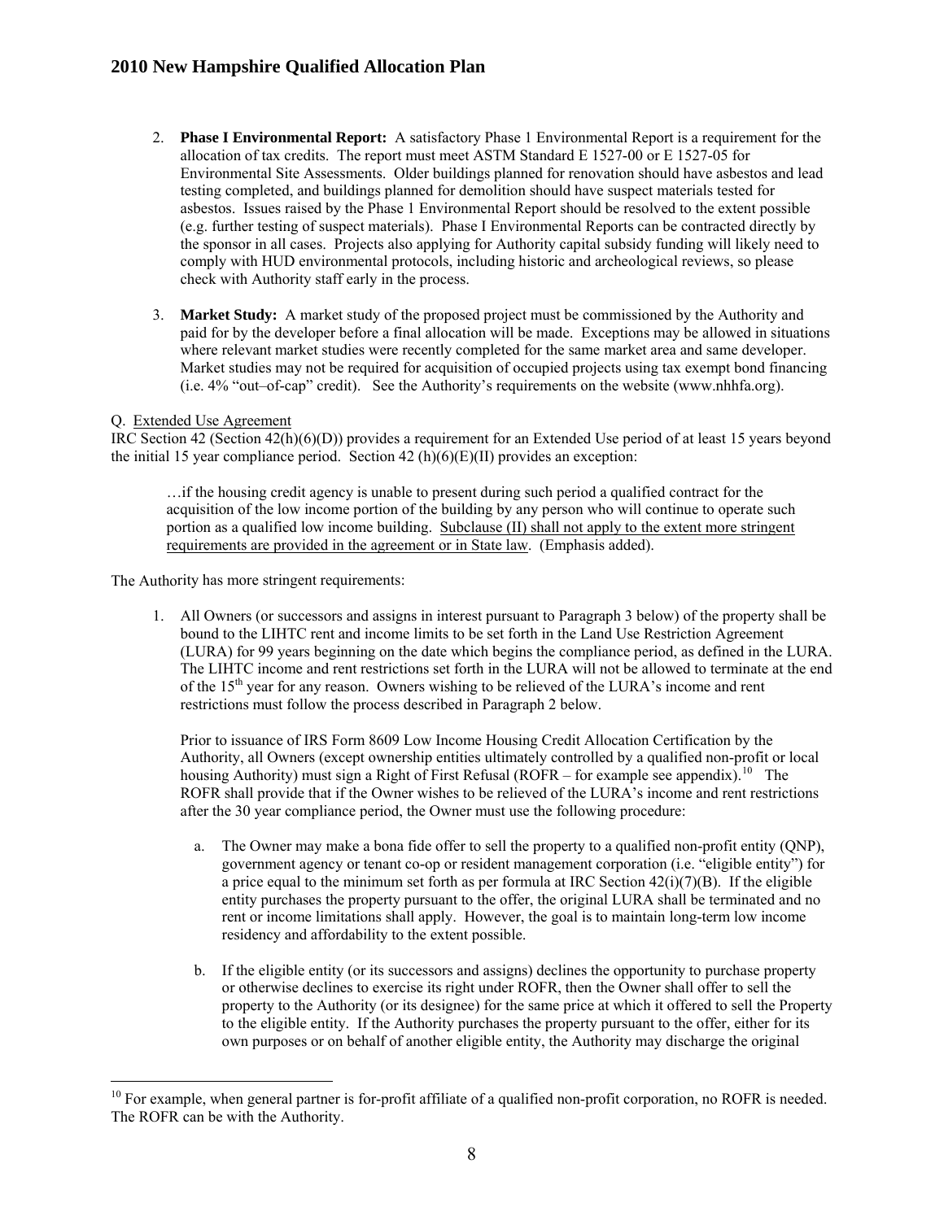2. **Phase I Environmental Report:** A satisfactory Phase 1 Environmental Report is a requirement for the allocation of tax credits. The report must meet ASTM Standard E 1527-00 or E 1527-05 for Environmental Site Assessments. Older buildings planned for renovation should have asbestos and lead testing completed, and buildings planned for demolition should have suspect materials tested for asbestos. Issues raised by the Phase 1 Environmental Report should be resolved to the extent possible (e.g. further testing of suspect materials). Phase I Environmental Reports can be contracted directly by the sponsor in all cases. Projects also applying for Authority capital subsidy funding will likely need to comply with HUD environmental protocols, including historic and archeological reviews, so please check with Authority staff early in the process.

3. **Market Study:** A market study of the proposed project must be commissioned by the Authority and paid for by the developer before a final allocation will be made. Exceptions may be allowed in situations where relevant market studies were recently completed for the same market area and same developer. Market studies may not be required for acquisition of occupied projects using tax exempt bond financing (i.e. 4% "out–of-cap" credit). See the Authority's requirements on the website (www.nhhfa.org).

Q. Extended Use Agreement

IRC Section 42 (Section 42(h)(6)(D)) provides a requirement for an Extended Use period of at least 15 years beyond the initial 15 year compliance period. Section 42 (h)(6)(E)(II) provides an exception:

> …if the housing credit agency is unable to present during such period a qualified contract for the acquisition of the low income portion of the building by any person who will continue to operate such portion as a qualified low income building. Subclause (II) shall not apply to the extent more stringent requirements are provided in the agreement or in State law. (Emphasis added).

The Authority has more stringent requirements:

1. All Owners (or successors and assigns in interest pursuant to Paragraph 3 below) of the property shall be bound to the LIHTC rent and income limits to be set forth in the Land Use Restriction Agreement (LURA) for 99 years beginning on the date which begins the compliance period, as defined in the LURA. The LIHTC income and rent restrictions set forth in the LURA will not be allowed to terminate at the end of the 15th year for any reason. Owners wishing to be relieved of the LURA's income and rent restrictions must follow the process described in Paragraph 2 below.

   Prior to issuance of IRS Form 8609 Low Income Housing Credit Allocation Certification by the Authority, all Owners (except ownership entities ultimately controlled by a qualified non-profit or local housing Authority) must sign a Right of First Refusal (ROFR – for example see appendix).[10] The ROFR shall provide that if the Owner wishes to be relieved of the LURA's income and rent restrictions after the 30 year compliance period, the Owner must use the following procedure:

   a. The Owner may make a bona fide offer to sell the property to a qualified non-profit entity (QNP), government agency or tenant co-op or resident management corporation (i.e. "eligible entity") for a price equal to the minimum set forth as per formula at IRC Section 42(i)(7)(B). If the eligible entity purchases the property pursuant to the offer, the original LURA shall be terminated and no rent or income limitations shall apply. However, the goal is to maintain long-term low income residency and affordability to the extent possible.

   b. If the eligible entity (or its successors and assigns) declines the opportunity to purchase property or otherwise declines to exercise its right under ROFR, then the Owner shall offer to sell the property to the Authority (or its designee) for the same price at which it offered to sell the Property to the eligible entity. If the Authority purchases the property pursuant to the offer, either for its own purposes or on behalf of another eligible entity, the Authority may discharge the original

[10] For example, when general partner is for-profit affiliate of a qualified non-profit corporation, no ROFR is needed. The ROFR can be with the Authority.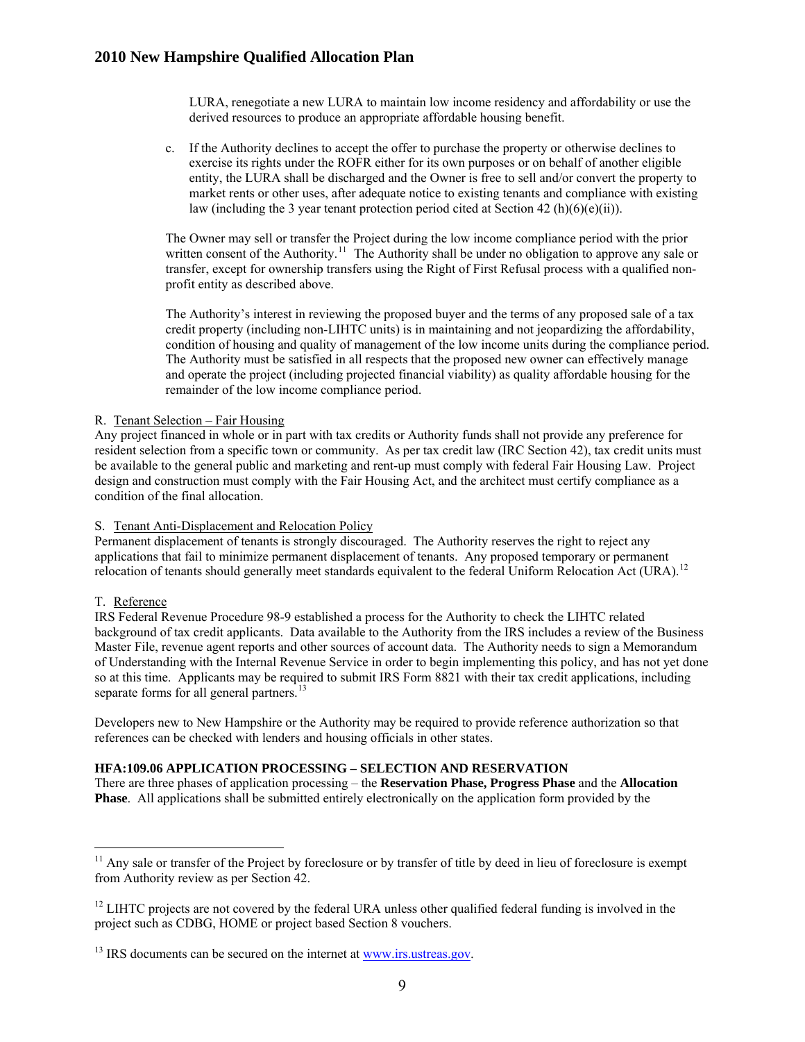LURA, renegotiate a new LURA to maintain low income residency and affordability or use the derived resources to produce an appropriate affordable housing benefit.

c. If the Authority declines to accept the offer to purchase the property or otherwise declines to exercise its rights under the ROFR either for its own purposes or on behalf of another eligible entity, the LURA shall be discharged and the Owner is free to sell and/or convert the property to market rents or other uses, after adequate notice to existing tenants and compliance with existing law (including the 3 year tenant protection period cited at Section 42 (h)(6)(e)(ii)).

The Owner may sell or transfer the Project during the low income compliance period with the prior written consent of the Authority.[11] The Authority shall be under no obligation to approve any sale or transfer, except for ownership transfers using the Right of First Refusal process with a qualified non-profit entity as described above.

The Authority's interest in reviewing the proposed buyer and the terms of any proposed sale of a tax credit property (including non-LIHTC units) is in maintaining and not jeopardizing the affordability, condition of housing and quality of management of the low income units during the compliance period. The Authority must be satisfied in all respects that the proposed new owner can effectively manage and operate the project (including projected financial viability) as quality affordable housing for the remainder of the low income compliance period.

R. Tenant Selection – Fair Housing

Any project financed in whole or in part with tax credits or Authority funds shall not provide any preference for resident selection from a specific town or community. As per tax credit law (IRC Section 42), tax credit units must be available to the general public and marketing and rent-up must comply with federal Fair Housing Law. Project design and construction must comply with the Fair Housing Act, and the architect must certify compliance as a condition of the final allocation.

S. Tenant Anti-Displacement and Relocation Policy

Permanent displacement of tenants is strongly discouraged. The Authority reserves the right to reject any applications that fail to minimize permanent displacement of tenants. Any proposed temporary or permanent relocation of tenants should generally meet standards equivalent to the federal Uniform Relocation Act (URA).[12]

T. Reference

IRS Federal Revenue Procedure 98-9 established a process for the Authority to check the LIHTC related background of tax credit applicants. Data available to the Authority from the IRS includes a review of the Business Master File, revenue agent reports and other sources of account data. The Authority needs to sign a Memorandum of Understanding with the Internal Revenue Service in order to begin implementing this policy, and has not yet done so at this time. Applicants may be required to submit IRS Form 8821 with their tax credit applications, including separate forms for all general partners.[13]

Developers new to New Hampshire or the Authority may be required to provide reference authorization so that references can be checked with lenders and housing officials in other states.

**HFA:109.06 APPLICATION PROCESSING – SELECTION AND RESERVATION**

There are three phases of application processing – the **Reservation Phase, Progress Phase** and the **Allocation Phase**. All applications shall be submitted entirely electronically on the application form provided by the

---

[11] Any sale or transfer of the Project by foreclosure or by transfer of title by deed in lieu of foreclosure is exempt from Authority review as per Section 42.

[12] LIHTC projects are not covered by the federal URA unless other qualified federal funding is involved in the project such as CDBG, HOME or project based Section 8 vouchers.

[13] IRS documents can be secured on the internet at www.irs.ustreas.gov.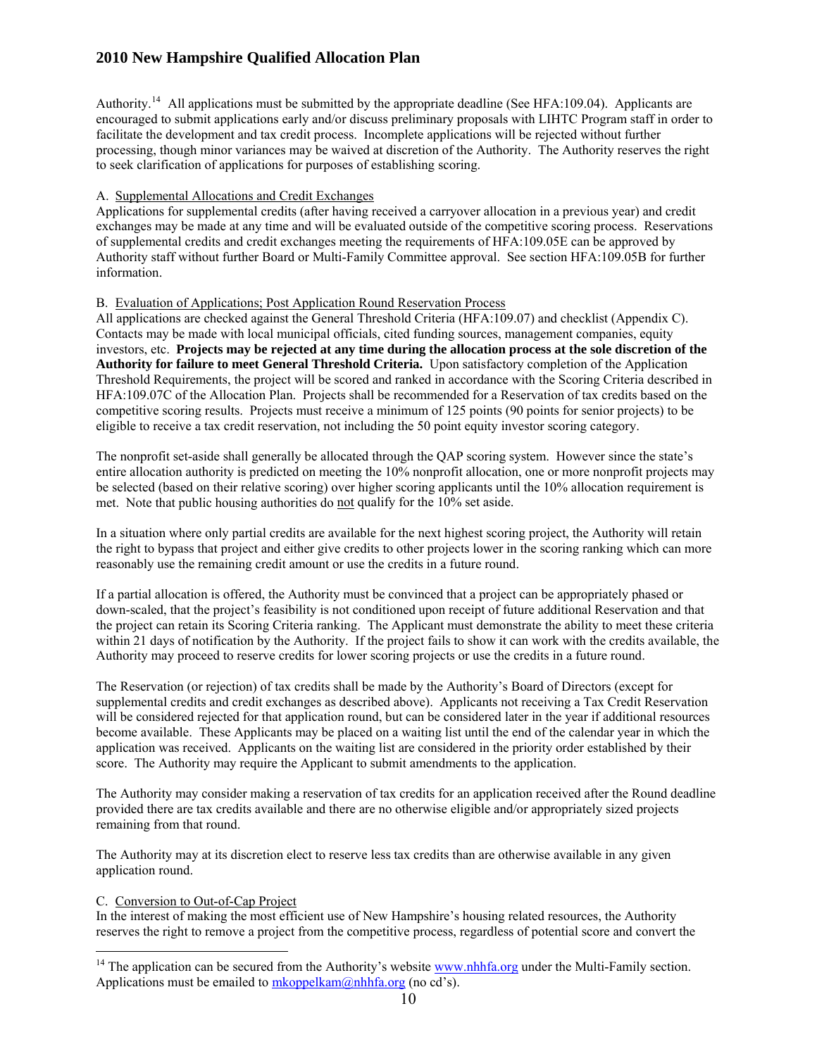Authority.[14] All applications must be submitted by the appropriate deadline (See HFA:109.04). Applicants are encouraged to submit applications early and/or discuss preliminary proposals with LIHTC Program staff in order to facilitate the development and tax credit process. Incomplete applications will be rejected without further processing, though minor variances may be waived at discretion of the Authority. The Authority reserves the right to seek clarification of applications for purposes of establishing scoring.

A. Supplemental Allocations and Credit Exchanges

Applications for supplemental credits (after having received a carryover allocation in a previous year) and credit exchanges may be made at any time and will be evaluated outside of the competitive scoring process. Reservations of supplemental credits and credit exchanges meeting the requirements of HFA:109.05E can be approved by Authority staff without further Board or Multi-Family Committee approval. See section HFA:109.05B for further information.

B. Evaluation of Applications; Post Application Round Reservation Process

All applications are checked against the General Threshold Criteria (HFA:109.07) and checklist (Appendix C). Contacts may be made with local municipal officials, cited funding sources, management companies, equity investors, etc. **Projects may be rejected at any time during the allocation process at the sole discretion of the Authority for failure to meet General Threshold Criteria.** Upon satisfactory completion of the Application Threshold Requirements, the project will be scored and ranked in accordance with the Scoring Criteria described in HFA:109.07C of the Allocation Plan. Projects shall be recommended for a Reservation of tax credits based on the competitive scoring results. Projects must receive a minimum of 125 points (90 points for senior projects) to be eligible to receive a tax credit reservation, not including the 50 point equity investor scoring category.

The nonprofit set-aside shall generally be allocated through the QAP scoring system. However since the state's entire allocation authority is predicted on meeting the 10% nonprofit allocation, one or more nonprofit projects may be selected (based on their relative scoring) over higher scoring applicants until the 10% allocation requirement is met. Note that public housing authorities do not qualify for the 10% set aside.

In a situation where only partial credits are available for the next highest scoring project, the Authority will retain the right to bypass that project and either give credits to other projects lower in the scoring ranking which can more reasonably use the remaining credit amount or use the credits in a future round.

If a partial allocation is offered, the Authority must be convinced that a project can be appropriately phased or down-scaled, that the project's feasibility is not conditioned upon receipt of future additional Reservation and that the project can retain its Scoring Criteria ranking. The Applicant must demonstrate the ability to meet these criteria within 21 days of notification by the Authority. If the project fails to show it can work with the credits available, the Authority may proceed to reserve credits for lower scoring projects or use the credits in a future round.

The Reservation (or rejection) of tax credits shall be made by the Authority's Board of Directors (except for supplemental credits and credit exchanges as described above). Applicants not receiving a Tax Credit Reservation will be considered rejected for that application round, but can be considered later in the year if additional resources become available. These Applicants may be placed on a waiting list until the end of the calendar year in which the application was received. Applicants on the waiting list are considered in the priority order established by their score. The Authority may require the Applicant to submit amendments to the application.

The Authority may consider making a reservation of tax credits for an application received after the Round deadline provided there are tax credits available and there are no otherwise eligible and/or appropriately sized projects remaining from that round.

The Authority may at its discretion elect to reserve less tax credits than are otherwise available in any given application round.

C. Conversion to Out-of-Cap Project

In the interest of making the most efficient use of New Hampshire's housing related resources, the Authority reserves the right to remove a project from the competitive process, regardless of potential score and convert the

[14] The application can be secured from the Authority's website www.nhhfa.org under the Multi-Family section. Applications must be emailed to mkoppelkam@nhhfa.org (no cd's).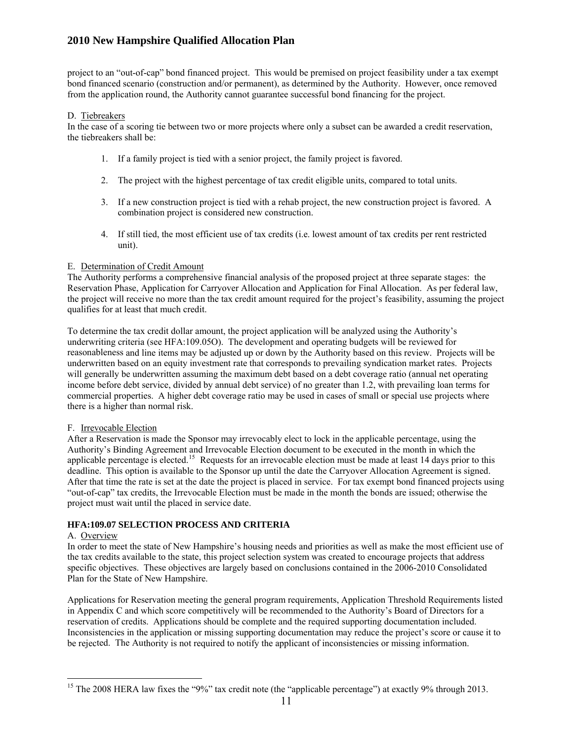project to an "out-of-cap" bond financed project. This would be premised on project feasibility under a tax exempt bond financed scenario (construction and/or permanent), as determined by the Authority. However, once removed from the application round, the Authority cannot guarantee successful bond financing for the project.

D. Tiebreakers

In the case of a scoring tie between two or more projects where only a subset can be awarded a credit reservation, the tiebreakers shall be:

1. If a family project is tied with a senior project, the family project is favored.
2. The project with the highest percentage of tax credit eligible units, compared to total units.
3. If a new construction project is tied with a rehab project, the new construction project is favored. A combination project is considered new construction.
4. If still tied, the most efficient use of tax credits (i.e. lowest amount of tax credits per rent restricted unit).

E. Determination of Credit Amount

The Authority performs a comprehensive financial analysis of the proposed project at three separate stages: the Reservation Phase, Application for Carryover Allocation and Application for Final Allocation. As per federal law, the project will receive no more than the tax credit amount required for the project's feasibility, assuming the project qualifies for at least that much credit.

To determine the tax credit dollar amount, the project application will be analyzed using the Authority's underwriting criteria (see HFA:109.05O). The development and operating budgets will be reviewed for reasonableness and line items may be adjusted up or down by the Authority based on this review. Projects will be underwritten based on an equity investment rate that corresponds to prevailing syndication market rates. Projects will generally be underwritten assuming the maximum debt based on a debt coverage ratio (annual net operating income before debt service, divided by annual debt service) of no greater than 1.2, with prevailing loan terms for commercial properties. A higher debt coverage ratio may be used in cases of small or special use projects where there is a higher than normal risk.

F. Irrevocable Election

After a Reservation is made the Sponsor may irrevocably elect to lock in the applicable percentage, using the Authority's Binding Agreement and Irrevocable Election document to be executed in the month in which the applicable percentage is elected.[15] Requests for an irrevocable election must be made at least 14 days prior to this deadline. This option is available to the Sponsor up until the date the Carryover Allocation Agreement is signed. After that time the rate is set at the date the project is placed in service. For tax exempt bond financed projects using "out-of-cap" tax credits, the Irrevocable Election must be made in the month the bonds are issued; otherwise the project must wait until the placed in service date.

**HFA:109.07 SELECTION PROCESS AND CRITERIA**

A. Overview

In order to meet the state of New Hampshire's housing needs and priorities as well as make the most efficient use of the tax credits available to the state, this project selection system was created to encourage projects that address specific objectives. These objectives are largely based on conclusions contained in the 2006-2010 Consolidated Plan for the State of New Hampshire.

Applications for Reservation meeting the general program requirements, Application Threshold Requirements listed in Appendix C and which score competitively will be recommended to the Authority's Board of Directors for a reservation of credits. Applications should be complete and the required supporting documentation included. Inconsistencies in the application or missing supporting documentation may reduce the project's score or cause it to be rejected. The Authority is not required to notify the applicant of inconsistencies or missing information.

---

[15] The 2008 HERA law fixes the "9%" tax credit note (the "applicable percentage") at exactly 9% through 2013.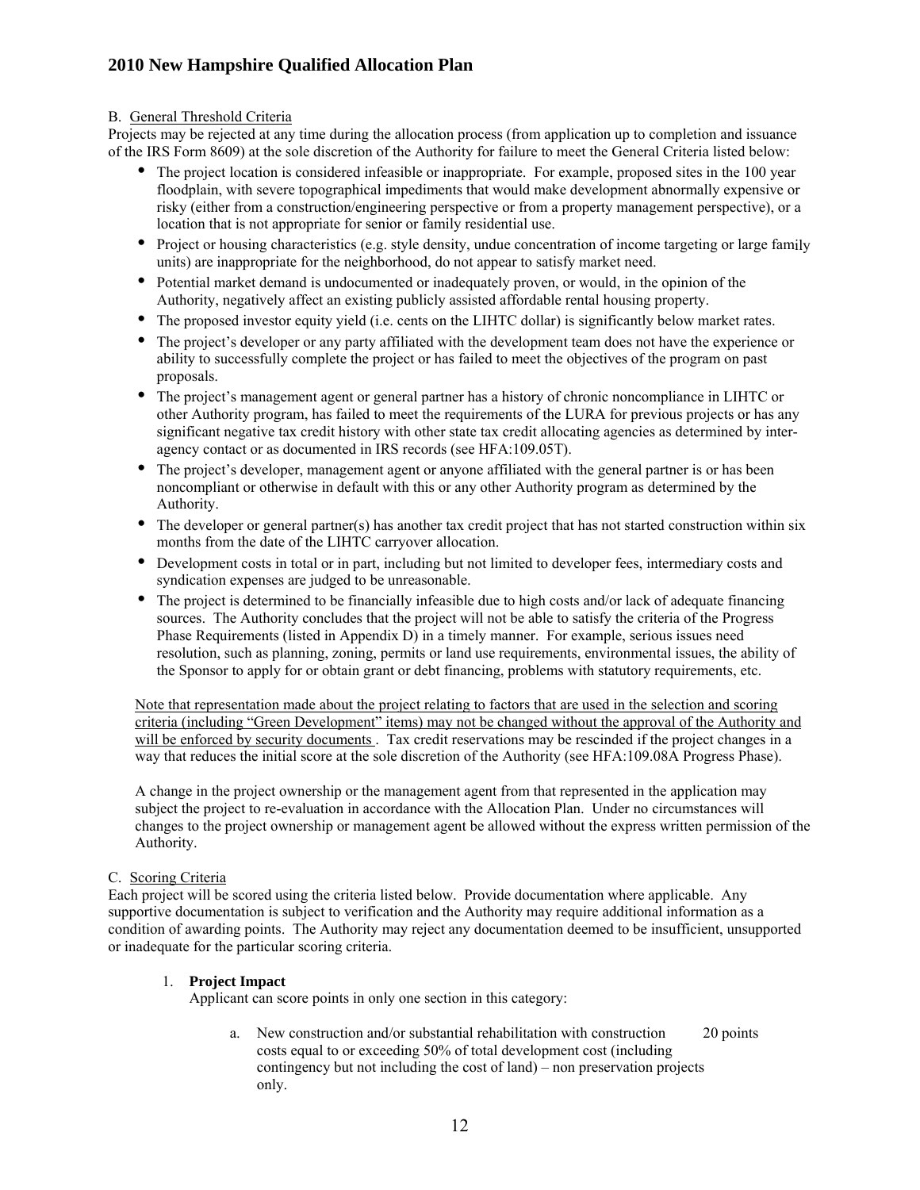B. General Threshold Criteria

Projects may be rejected at any time during the allocation process (from application up to completion and issuance of the IRS Form 8609) at the sole discretion of the Authority for failure to meet the General Criteria listed below:

- The project location is considered infeasible or inappropriate. For example, proposed sites in the 100 year floodplain, with severe topographical impediments that would make development abnormally expensive or risky (either from a construction/engineering perspective or from a property management perspective), or a location that is not appropriate for senior or family residential use.
- Project or housing characteristics (e.g. style density, undue concentration of income targeting or large family units) are inappropriate for the neighborhood, do not appear to satisfy market need.
- Potential market demand is undocumented or inadequately proven, or would, in the opinion of the Authority, negatively affect an existing publicly assisted affordable rental housing property.
- The proposed investor equity yield (i.e. cents on the LIHTC dollar) is significantly below market rates.
- The project's developer or any party affiliated with the development team does not have the experience or ability to successfully complete the project or has failed to meet the objectives of the program on past proposals.
- The project's management agent or general partner has a history of chronic noncompliance in LIHTC or other Authority program, has failed to meet the requirements of the LURA for previous projects or has any significant negative tax credit history with other state tax credit allocating agencies as determined by inter-agency contact or as documented in IRS records (see HFA:109.05T).
- The project's developer, management agent or anyone affiliated with the general partner is or has been noncompliant or otherwise in default with this or any other Authority program as determined by the Authority.
- The developer or general partner(s) has another tax credit project that has not started construction within six months from the date of the LIHTC carryover allocation.
- Development costs in total or in part, including but not limited to developer fees, intermediary costs and syndication expenses are judged to be unreasonable.
- The project is determined to be financially infeasible due to high costs and/or lack of adequate financing sources. The Authority concludes that the project will not be able to satisfy the criteria of the Progress Phase Requirements (listed in Appendix D) in a timely manner. For example, serious issues need resolution, such as planning, zoning, permits or land use requirements, environmental issues, the ability of the Sponsor to apply for or obtain grant or debt financing, problems with statutory requirements, etc.

Note that representation made about the project relating to factors that are used in the selection and scoring criteria (including "Green Development" items) may not be changed without the approval of the Authority and will be enforced by security documents . Tax credit reservations may be rescinded if the project changes in a way that reduces the initial score at the sole discretion of the Authority (see HFA:109.08A Progress Phase).

A change in the project ownership or the management agent from that represented in the application may subject the project to re-evaluation in accordance with the Allocation Plan. Under no circumstances will changes to the project ownership or management agent be allowed without the express written permission of the Authority.

C. Scoring Criteria

Each project will be scored using the criteria listed below. Provide documentation where applicable. Any supportive documentation is subject to verification and the Authority may require additional information as a condition of awarding points. The Authority may reject any documentation deemed to be insufficient, unsupported or inadequate for the particular scoring criteria.

1. **Project Impact**

   Applicant can score points in only one section in this category:

   a. New construction and/or substantial rehabilitation with construction costs equal to or exceeding 50% of total development cost (including contingency but not including the cost of land) – non preservation projects only. — 20 points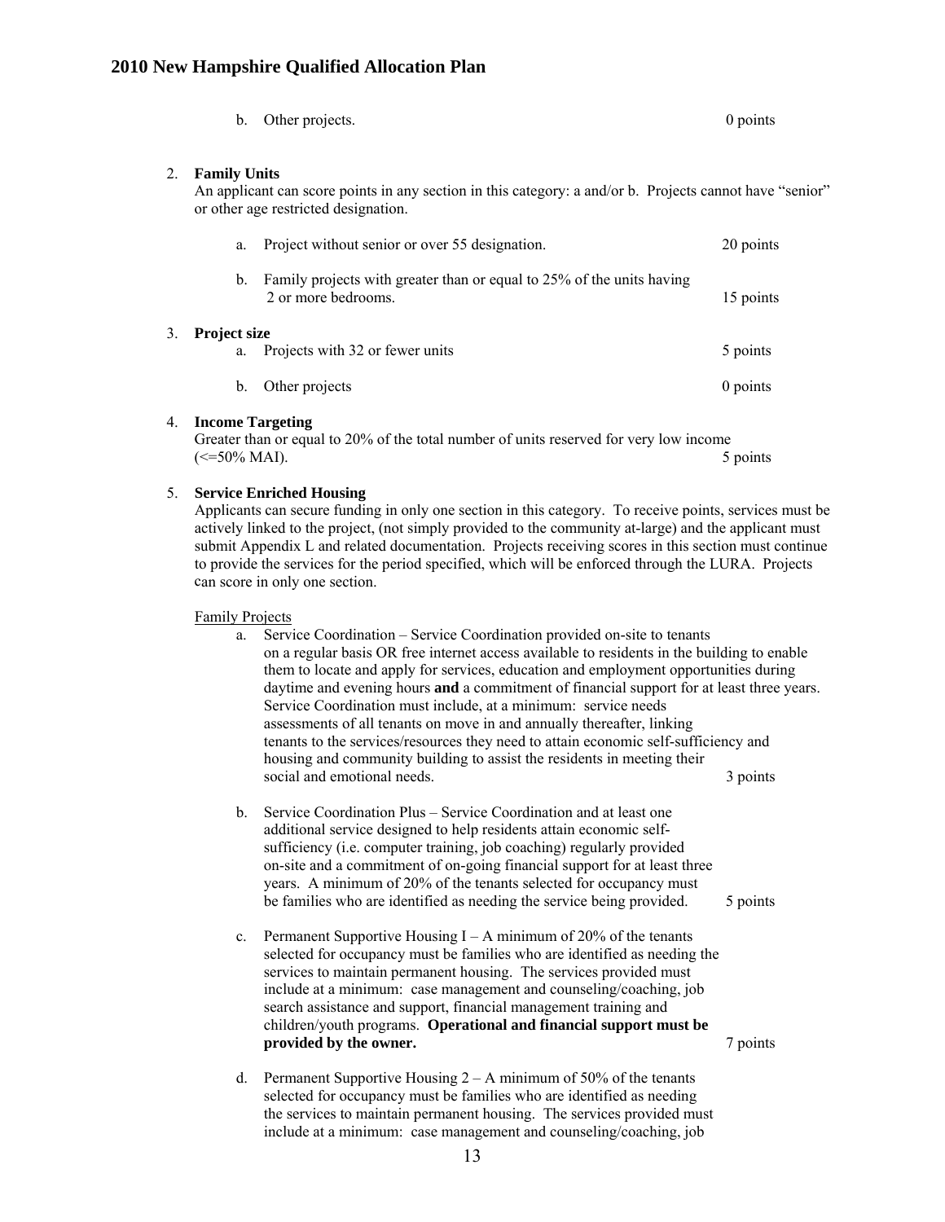b. Other projects. 0 points

2. **Family Units**
   An applicant can score points in any section in this category: a and/or b. Projects cannot have "senior" or other age restricted designation.

   a. Project without senior or over 55 designation. 20 points

   b. Family projects with greater than or equal to 25% of the units having 2 or more bedrooms. 15 points

3. **Project size**
   a. Projects with 32 or fewer units 5 points

   b. Other projects 0 points

4. **Income Targeting**
   Greater than or equal to 20% of the total number of units reserved for very low income (<=50% MAI). 5 points

5. **Service Enriched Housing**
   Applicants can secure funding in only one section in this category. To receive points, services must be actively linked to the project, (not simply provided to the community at-large) and the applicant must submit Appendix L and related documentation. Projects receiving scores in this section must continue to provide the services for the period specified, which will be enforced through the LURA. Projects can score in only one section.

   Family Projects

   a. Service Coordination – Service Coordination provided on-site to tenants on a regular basis OR free internet access available to residents in the building to enable them to locate and apply for services, education and employment opportunities during daytime and evening hours **and** a commitment of financial support for at least three years. Service Coordination must include, at a minimum: service needs assessments of all tenants on move in and annually thereafter, linking tenants to the services/resources they need to attain economic self-sufficiency and housing and community building to assist the residents in meeting their social and emotional needs. 3 points

   b. Service Coordination Plus – Service Coordination and at least one additional service designed to help residents attain economic self-sufficiency (i.e. computer training, job coaching) regularly provided on-site and a commitment of on-going financial support for at least three years. A minimum of 20% of the tenants selected for occupancy must be families who are identified as needing the service being provided. 5 points

   c. Permanent Supportive Housing I – A minimum of 20% of the tenants selected for occupancy must be families who are identified as needing the services to maintain permanent housing. The services provided must include at a minimum: case management and counseling/coaching, job search assistance and support, financial management training and children/youth programs. **Operational and financial support must be provided by the owner.** 7 points

   d. Permanent Supportive Housing 2 – A minimum of 50% of the tenants selected for occupancy must be families who are identified as needing the services to maintain permanent housing. The services provided must include at a minimum: case management and counseling/coaching, job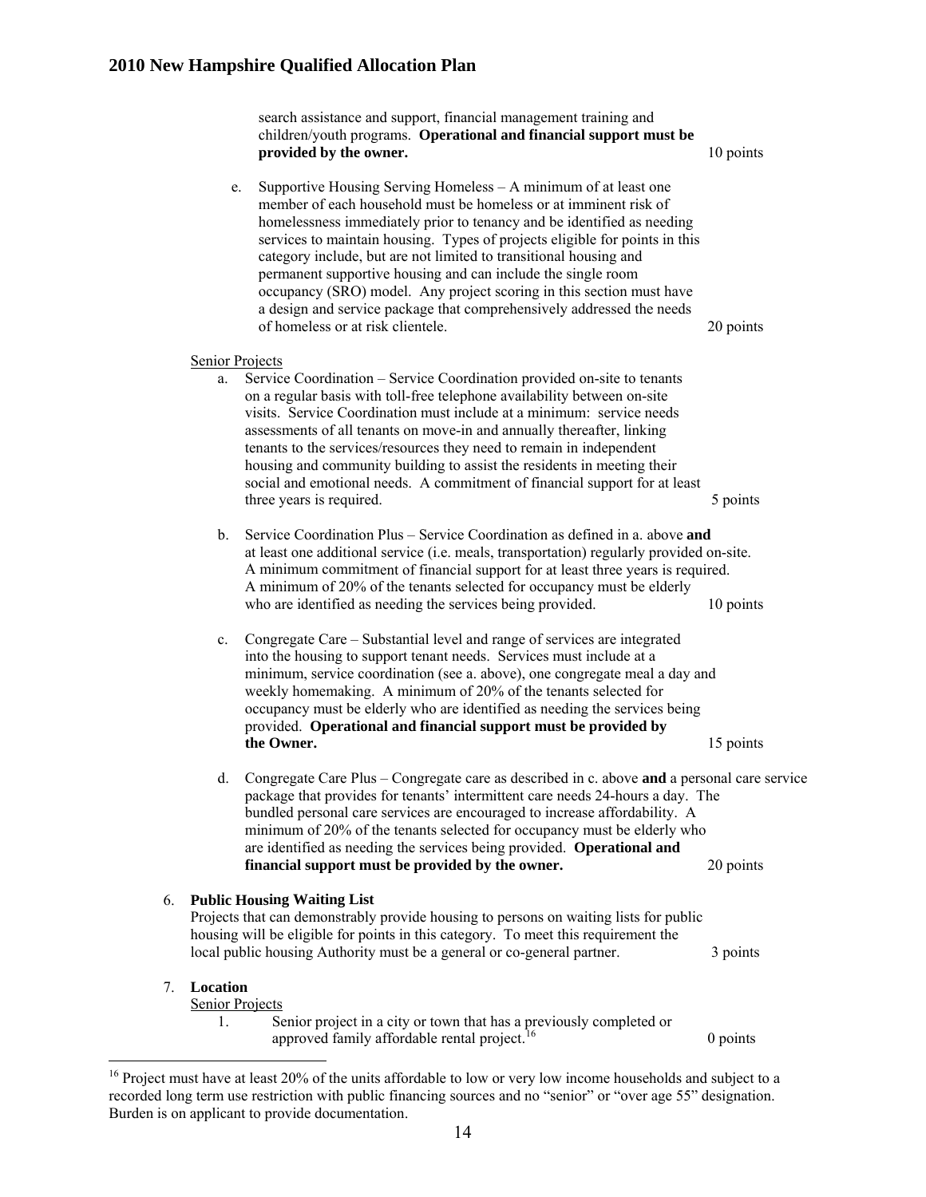search assistance and support, financial management training and children/youth programs. **Operational and financial support must be provided by the owner.** 10 points

e. Supportive Housing Serving Homeless – A minimum of at least one member of each household must be homeless or at imminent risk of homelessness immediately prior to tenancy and be identified as needing services to maintain housing. Types of projects eligible for points in this category include, but are not limited to transitional housing and permanent supportive housing and can include the single room occupancy (SRO) model. Any project scoring in this section must have a design and service package that comprehensively addressed the needs of homeless or at risk clientele. 20 points

Senior Projects

a. Service Coordination – Service Coordination provided on-site to tenants on a regular basis with toll-free telephone availability between on-site visits. Service Coordination must include at a minimum: service needs assessments of all tenants on move-in and annually thereafter, linking tenants to the services/resources they need to remain in independent housing and community building to assist the residents in meeting their social and emotional needs. A commitment of financial support for at least three years is required. 5 points

b. Service Coordination Plus – Service Coordination as defined in a. above **and** at least one additional service (i.e. meals, transportation) regularly provided on-site. A minimum commitment of financial support for at least three years is required. A minimum of 20% of the tenants selected for occupancy must be elderly who are identified as needing the services being provided. 10 points

c. Congregate Care – Substantial level and range of services are integrated into the housing to support tenant needs. Services must include at a minimum, service coordination (see a. above), one congregate meal a day and weekly homemaking. A minimum of 20% of the tenants selected for occupancy must be elderly who are identified as needing the services being provided. **Operational and financial support must be provided by the Owner.** 15 points

d. Congregate Care Plus – Congregate care as described in c. above **and** a personal care service package that provides for tenants' intermittent care needs 24-hours a day. The bundled personal care services are encouraged to increase affordability. A minimum of 20% of the tenants selected for occupancy must be elderly who are identified as needing the services being provided. **Operational and financial support must be provided by the owner.** 20 points

6. **Public Housing Waiting List**
Projects that can demonstrably provide housing to persons on waiting lists for public housing will be eligible for points in this category. To meet this requirement the local public housing Authority must be a general or co-general partner. 3 points

7. **Location**
Senior Projects
   1. Senior project in a city or town that has a previously completed or approved family affordable rental project.[16] 0 points

[16] Project must have at least 20% of the units affordable to low or very low income households and subject to a recorded long term use restriction with public financing sources and no "senior" or "over age 55" designation. Burden is on applicant to provide documentation.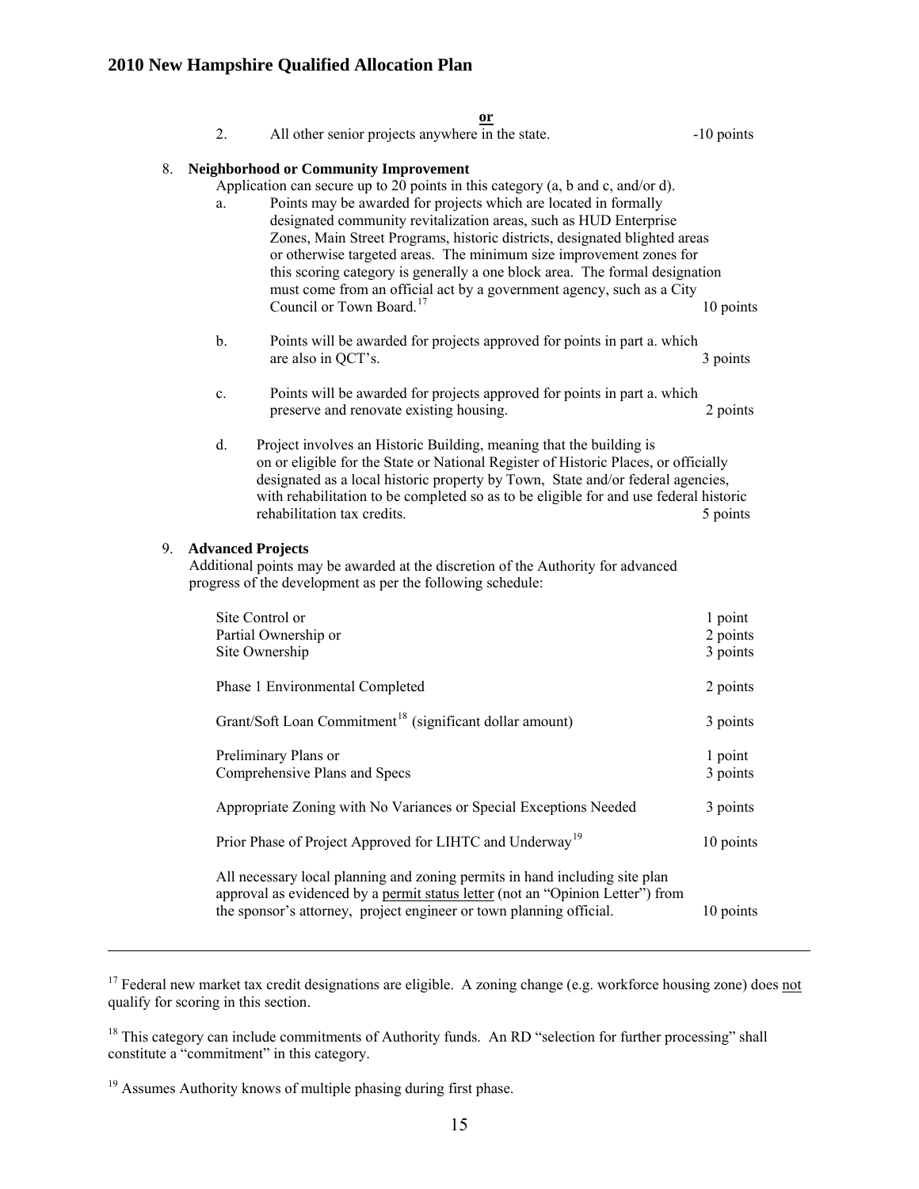**or**

2. All other senior projects anywhere in the state. -10 points

8. **Neighborhood or Community Improvement**

   Application can secure up to 20 points in this category (a, b and c, and/or d).

   a. Points may be awarded for projects which are located in formally designated community revitalization areas, such as HUD Enterprise Zones, Main Street Programs, historic districts, designated blighted areas or otherwise targeted areas. The minimum size improvement zones for this scoring category is generally a one block area. The formal designation must come from an official act by a government agency, such as a City Council or Town Board.[17] 10 points

   b. Points will be awarded for projects approved for points in part a. which are also in QCT's. 3 points

   c. Points will be awarded for projects approved for points in part a. which preserve and renovate existing housing. 2 points

   d. Project involves an Historic Building, meaning that the building is on or eligible for the State or National Register of Historic Places, or officially designated as a local historic property by Town, State and/or federal agencies, with rehabilitation to be completed so as to be eligible for and use federal historic rehabilitation tax credits. 5 points

9. **Advanced Projects**

   Additional points may be awarded at the discretion of the Authority for advanced progress of the development as per the following schedule:

| | |
|---|---|
| Site Control or | 1 point |
| Partial Ownership or | 2 points |
| Site Ownership | 3 points |
| Phase 1 Environmental Completed | 2 points |
| Grant/Soft Loan Commitment[18] (significant dollar amount) | 3 points |
| Preliminary Plans or | 1 point |
| Comprehensive Plans and Specs | 3 points |
| Appropriate Zoning with No Variances or Special Exceptions Needed | 3 points |
| Prior Phase of Project Approved for LIHTC and Underway[19] | 10 points |
| All necessary local planning and zoning permits in hand including site plan approval as evidenced by a <u>permit status letter</u> (not an "Opinion Letter") from the sponsor's attorney, project engineer or town planning official. | 10 points |

---

[17] Federal new market tax credit designations are eligible. A zoning change (e.g. workforce housing zone) does <u>not</u> qualify for scoring in this section.

[18] This category can include commitments of Authority funds. An RD "selection for further processing" shall constitute a "commitment" in this category.

[19] Assumes Authority knows of multiple phasing during first phase.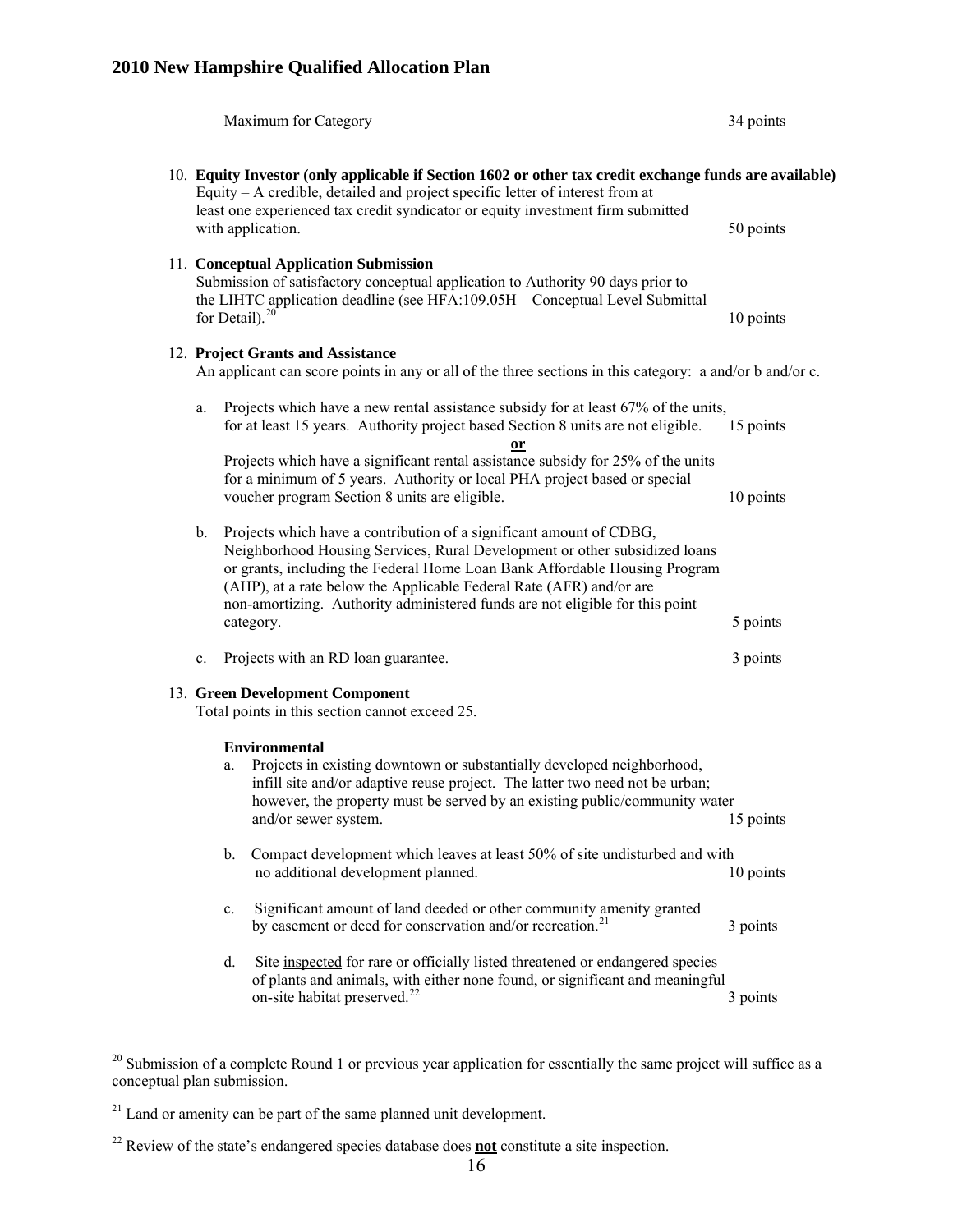Maximum for Category 34 points

10. **Equity Investor (only applicable if Section 1602 or other tax credit exchange funds are available)**
    Equity – A credible, detailed and project specific letter of interest from at least one experienced tax credit syndicator or equity investment firm submitted with application. 50 points

11. **Conceptual Application Submission**
    Submission of satisfactory conceptual application to Authority 90 days prior to the LIHTC application deadline (see HFA:109.05H – Conceptual Level Submittal for Detail).[20] 10 points

12. **Project Grants and Assistance**
    An applicant can score points in any or all of the three sections in this category: a and/or b and/or c.

    a. Projects which have a new rental assistance subsidy for at least 67% of the units, for at least 15 years. Authority project based Section 8 units are not eligible. 15 points

    <u>**or**</u>

    Projects which have a significant rental assistance subsidy for 25% of the units for a minimum of 5 years. Authority or local PHA project based or special voucher program Section 8 units are eligible. 10 points

    b. Projects which have a contribution of a significant amount of CDBG, Neighborhood Housing Services, Rural Development or other subsidized loans or grants, including the Federal Home Loan Bank Affordable Housing Program (AHP), at a rate below the Applicable Federal Rate (AFR) and/or are non-amortizing. Authority administered funds are not eligible for this point category. 5 points

    c. Projects with an RD loan guarantee. 3 points

13. **Green Development Component**
    Total points in this section cannot exceed 25.

    **Environmental**

    a. Projects in existing downtown or substantially developed neighborhood, infill site and/or adaptive reuse project. The latter two need not be urban; however, the property must be served by an existing public/community water and/or sewer system. 15 points

    b. Compact development which leaves at least 50% of site undisturbed and with no additional development planned. 10 points

    c. Significant amount of land deeded or other community amenity granted by easement or deed for conservation and/or recreation.[21] 3 points

    d. Site <u>inspected</u> for rare or officially listed threatened or endangered species of plants and animals, with either none found, or significant and meaningful on-site habitat preserved.[22] 3 points

---

[20] Submission of a complete Round 1 or previous year application for essentially the same project will suffice as a conceptual plan submission.

[21] Land or amenity can be part of the same planned unit development.

[22] Review of the state's endangered species database does <u>**not**</u> constitute a site inspection.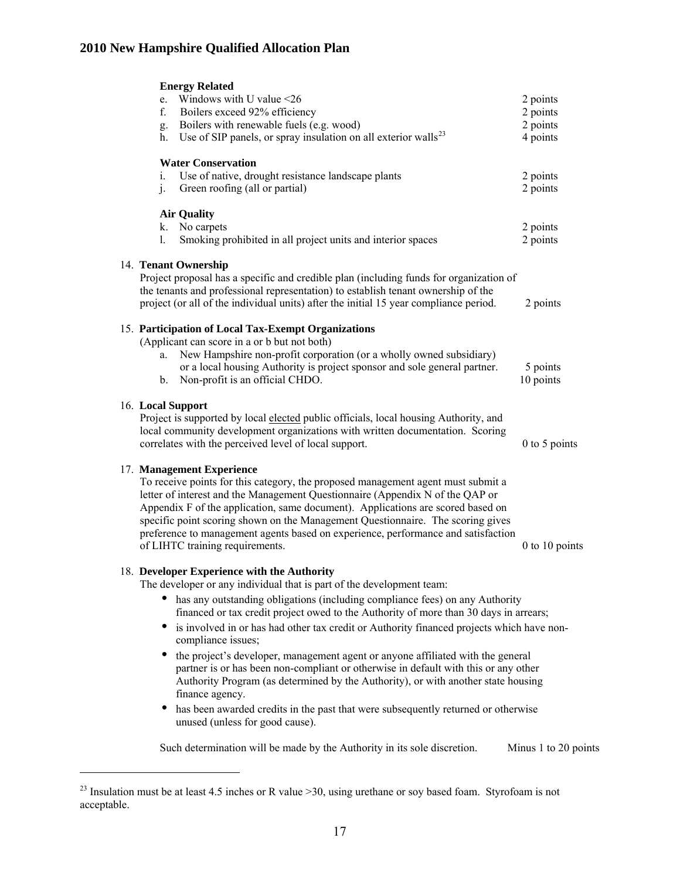**Energy Related**

e. Windows with U value <26 — 2 points
f. Boilers exceed 92% efficiency — 2 points
g. Boilers with renewable fuels (e.g. wood) — 2 points
h. Use of SIP panels, or spray insulation on all exterior walls[23] — 4 points

**Water Conservation**

i. Use of native, drought resistance landscape plants — 2 points
j. Green roofing (all or partial) — 2 points

**Air Quality**

k. No carpets — 2 points
l. Smoking prohibited in all project units and interior spaces — 2 points

14. **Tenant Ownership**
Project proposal has a specific and credible plan (including funds for organization of the tenants and professional representation) to establish tenant ownership of the project (or all of the individual units) after the initial 15 year compliance period. — 2 points

15. **Participation of Local Tax-Exempt Organizations**
(Applicant can score in a or b but not both)
    a. New Hampshire non-profit corporation (or a wholly owned subsidiary) or a local housing Authority is project sponsor and sole general partner. — 5 points
    b. Non-profit is an official CHDO. — 10 points

16. **Local Support**
Project is supported by local elected public officials, local housing Authority, and local community development organizations with written documentation. Scoring correlates with the perceived level of local support. — 0 to 5 points

17. **Management Experience**
To receive points for this category, the proposed management agent must submit a letter of interest and the Management Questionnaire (Appendix N of the QAP or Appendix F of the application, same document). Applications are scored based on specific point scoring shown on the Management Questionnaire. The scoring gives preference to management agents based on experience, performance and satisfaction of LIHTC training requirements. — 0 to 10 points

18. **Developer Experience with the Authority**
The developer or any individual that is part of the development team:
    - has any outstanding obligations (including compliance fees) on any Authority financed or tax credit project owed to the Authority of more than 30 days in arrears;
    - is involved in or has had other tax credit or Authority financed projects which have non-compliance issues;
    - the project's developer, management agent or anyone affiliated with the general partner is or has been non-compliant or otherwise in default with this or any other Authority Program (as determined by the Authority), or with another state housing finance agency.
    - has been awarded credits in the past that were subsequently returned or otherwise unused (unless for good cause).

Such determination will be made by the Authority in its sole discretion. — Minus 1 to 20 points

---

[23] Insulation must be at least 4.5 inches or R value >30, using urethane or soy based foam. Styrofoam is not acceptable.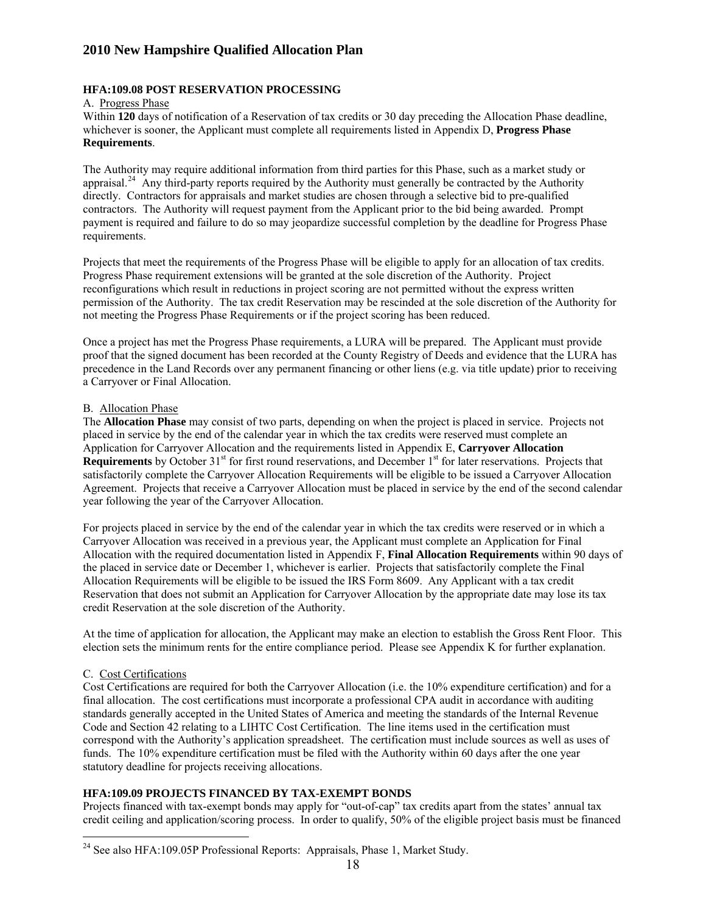### HFA:109.08 POST RESERVATION PROCESSING

A. Progress Phase

Within **120** days of notification of a Reservation of tax credits or 30 day preceding the Allocation Phase deadline, whichever is sooner, the Applicant must complete all requirements listed in Appendix D, **Progress Phase Requirements**.

The Authority may require additional information from third parties for this Phase, such as a market study or appraisal.[24] Any third-party reports required by the Authority must generally be contracted by the Authority directly. Contractors for appraisals and market studies are chosen through a selective bid to pre-qualified contractors. The Authority will request payment from the Applicant prior to the bid being awarded. Prompt payment is required and failure to do so may jeopardize successful completion by the deadline for Progress Phase requirements.

Projects that meet the requirements of the Progress Phase will be eligible to apply for an allocation of tax credits. Progress Phase requirement extensions will be granted at the sole discretion of the Authority. Project reconfigurations which result in reductions in project scoring are not permitted without the express written permission of the Authority. The tax credit Reservation may be rescinded at the sole discretion of the Authority for not meeting the Progress Phase Requirements or if the project scoring has been reduced.

Once a project has met the Progress Phase requirements, a LURA will be prepared. The Applicant must provide proof that the signed document has been recorded at the County Registry of Deeds and evidence that the LURA has precedence in the Land Records over any permanent financing or other liens (e.g. via title update) prior to receiving a Carryover or Final Allocation.

B. Allocation Phase

The **Allocation Phase** may consist of two parts, depending on when the project is placed in service. Projects not placed in service by the end of the calendar year in which the tax credits were reserved must complete an Application for Carryover Allocation and the requirements listed in Appendix E, **Carryover Allocation Requirements** by October 31st for first round reservations, and December 1st for later reservations. Projects that satisfactorily complete the Carryover Allocation Requirements will be eligible to be issued a Carryover Allocation Agreement. Projects that receive a Carryover Allocation must be placed in service by the end of the second calendar year following the year of the Carryover Allocation.

For projects placed in service by the end of the calendar year in which the tax credits were reserved or in which a Carryover Allocation was received in a previous year, the Applicant must complete an Application for Final Allocation with the required documentation listed in Appendix F, **Final Allocation Requirements** within 90 days of the placed in service date or December 1, whichever is earlier. Projects that satisfactorily complete the Final Allocation Requirements will be eligible to be issued the IRS Form 8609. Any Applicant with a tax credit Reservation that does not submit an Application for Carryover Allocation by the appropriate date may lose its tax credit Reservation at the sole discretion of the Authority.

At the time of application for allocation, the Applicant may make an election to establish the Gross Rent Floor. This election sets the minimum rents for the entire compliance period. Please see Appendix K for further explanation.

C. Cost Certifications

Cost Certifications are required for both the Carryover Allocation (i.e. the 10% expenditure certification) and for a final allocation. The cost certifications must incorporate a professional CPA audit in accordance with auditing standards generally accepted in the United States of America and meeting the standards of the Internal Revenue Code and Section 42 relating to a LIHTC Cost Certification. The line items used in the certification must correspond with the Authority's application spreadsheet. The certification must include sources as well as uses of funds. The 10% expenditure certification must be filed with the Authority within 60 days after the one year statutory deadline for projects receiving allocations.

### HFA:109.09 PROJECTS FINANCED BY TAX-EXEMPT BONDS

Projects financed with tax-exempt bonds may apply for "out-of-cap" tax credits apart from the states' annual tax credit ceiling and application/scoring process. In order to qualify, 50% of the eligible project basis must be financed

---

[24] See also HFA:109.05P Professional Reports: Appraisals, Phase 1, Market Study.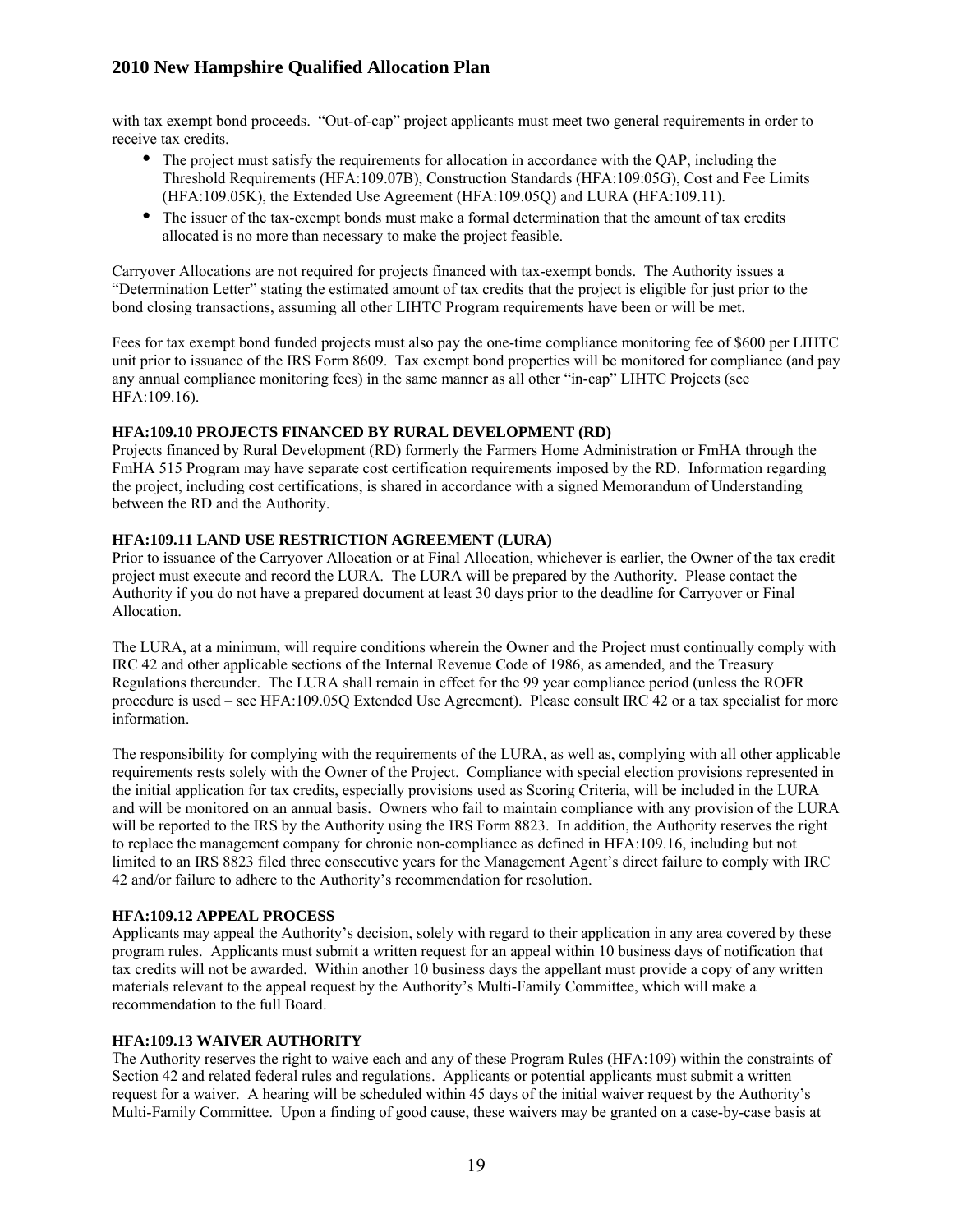with tax exempt bond proceeds. "Out-of-cap" project applicants must meet two general requirements in order to receive tax credits.

- The project must satisfy the requirements for allocation in accordance with the QAP, including the Threshold Requirements (HFA:109.07B), Construction Standards (HFA:109:05G), Cost and Fee Limits (HFA:109.05K), the Extended Use Agreement (HFA:109.05Q) and LURA (HFA:109.11).
- The issuer of the tax-exempt bonds must make a formal determination that the amount of tax credits allocated is no more than necessary to make the project feasible.

Carryover Allocations are not required for projects financed with tax-exempt bonds. The Authority issues a "Determination Letter" stating the estimated amount of tax credits that the project is eligible for just prior to the bond closing transactions, assuming all other LIHTC Program requirements have been or will be met.

Fees for tax exempt bond funded projects must also pay the one-time compliance monitoring fee of $600 per LIHTC unit prior to issuance of the IRS Form 8609. Tax exempt bond properties will be monitored for compliance (and pay any annual compliance monitoring fees) in the same manner as all other "in-cap" LIHTC Projects (see HFA:109.16).

**HFA:109.10 PROJECTS FINANCED BY RURAL DEVELOPMENT (RD)**

Projects financed by Rural Development (RD) formerly the Farmers Home Administration or FmHA through the FmHA 515 Program may have separate cost certification requirements imposed by the RD. Information regarding the project, including cost certifications, is shared in accordance with a signed Memorandum of Understanding between the RD and the Authority.

**HFA:109.11 LAND USE RESTRICTION AGREEMENT (LURA)**

Prior to issuance of the Carryover Allocation or at Final Allocation, whichever is earlier, the Owner of the tax credit project must execute and record the LURA. The LURA will be prepared by the Authority. Please contact the Authority if you do not have a prepared document at least 30 days prior to the deadline for Carryover or Final Allocation.

The LURA, at a minimum, will require conditions wherein the Owner and the Project must continually comply with IRC 42 and other applicable sections of the Internal Revenue Code of 1986, as amended, and the Treasury Regulations thereunder. The LURA shall remain in effect for the 99 year compliance period (unless the ROFR procedure is used – see HFA:109.05Q Extended Use Agreement). Please consult IRC 42 or a tax specialist for more information.

The responsibility for complying with the requirements of the LURA, as well as, complying with all other applicable requirements rests solely with the Owner of the Project. Compliance with special election provisions represented in the initial application for tax credits, especially provisions used as Scoring Criteria, will be included in the LURA and will be monitored on an annual basis. Owners who fail to maintain compliance with any provision of the LURA will be reported to the IRS by the Authority using the IRS Form 8823. In addition, the Authority reserves the right to replace the management company for chronic non-compliance as defined in HFA:109.16, including but not limited to an IRS 8823 filed three consecutive years for the Management Agent's direct failure to comply with IRC 42 and/or failure to adhere to the Authority's recommendation for resolution.

**HFA:109.12 APPEAL PROCESS**

Applicants may appeal the Authority's decision, solely with regard to their application in any area covered by these program rules. Applicants must submit a written request for an appeal within 10 business days of notification that tax credits will not be awarded. Within another 10 business days the appellant must provide a copy of any written materials relevant to the appeal request by the Authority's Multi-Family Committee, which will make a recommendation to the full Board.

**HFA:109.13 WAIVER AUTHORITY**

The Authority reserves the right to waive each and any of these Program Rules (HFA:109) within the constraints of Section 42 and related federal rules and regulations. Applicants or potential applicants must submit a written request for a waiver. A hearing will be scheduled within 45 days of the initial waiver request by the Authority's Multi-Family Committee. Upon a finding of good cause, these waivers may be granted on a case-by-case basis at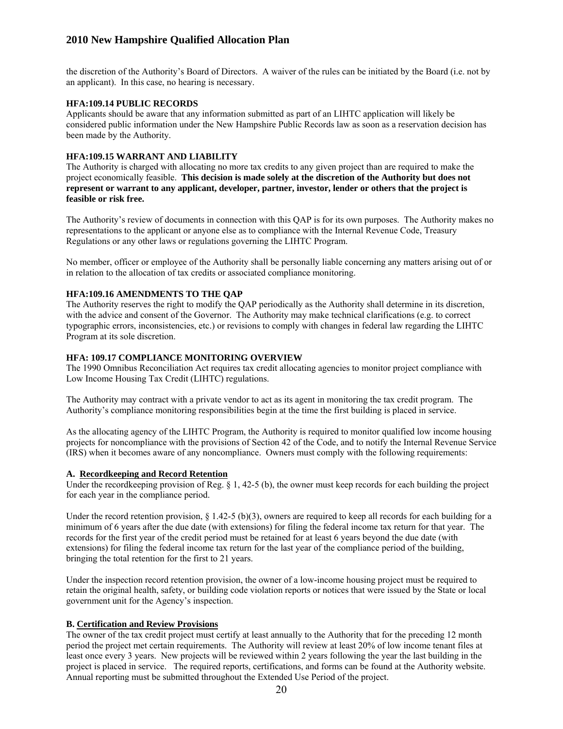the discretion of the Authority's Board of Directors. A waiver of the rules can be initiated by the Board (i.e. not by an applicant). In this case, no hearing is necessary.

### HFA:109.14 PUBLIC RECORDS

Applicants should be aware that any information submitted as part of an LIHTC application will likely be considered public information under the New Hampshire Public Records law as soon as a reservation decision has been made by the Authority.

### HFA:109.15 WARRANT AND LIABILITY

The Authority is charged with allocating no more tax credits to any given project than are required to make the project economically feasible. **This decision is made solely at the discretion of the Authority but does not represent or warrant to any applicant, developer, partner, investor, lender or others that the project is feasible or risk free.**

The Authority's review of documents in connection with this QAP is for its own purposes. The Authority makes no representations to the applicant or anyone else as to compliance with the Internal Revenue Code, Treasury Regulations or any other laws or regulations governing the LIHTC Program.

No member, officer or employee of the Authority shall be personally liable concerning any matters arising out of or in relation to the allocation of tax credits or associated compliance monitoring.

### HFA:109.16 AMENDMENTS TO THE QAP

The Authority reserves the right to modify the QAP periodically as the Authority shall determine in its discretion, with the advice and consent of the Governor. The Authority may make technical clarifications (e.g. to correct typographic errors, inconsistencies, etc.) or revisions to comply with changes in federal law regarding the LIHTC Program at its sole discretion.

### HFA: 109.17 COMPLIANCE MONITORING OVERVIEW

The 1990 Omnibus Reconciliation Act requires tax credit allocating agencies to monitor project compliance with Low Income Housing Tax Credit (LIHTC) regulations.

The Authority may contract with a private vendor to act as its agent in monitoring the tax credit program. The Authority's compliance monitoring responsibilities begin at the time the first building is placed in service.

As the allocating agency of the LIHTC Program, the Authority is required to monitor qualified low income housing projects for noncompliance with the provisions of Section 42 of the Code, and to notify the Internal Revenue Service (IRS) when it becomes aware of any noncompliance. Owners must comply with the following requirements:

#### A. Recordkeeping and Record Retention

Under the recordkeeping provision of Reg. § 1, 42-5 (b), the owner must keep records for each building the project for each year in the compliance period.

Under the record retention provision, § 1.42-5 (b)(3), owners are required to keep all records for each building for a minimum of 6 years after the due date (with extensions) for filing the federal income tax return for that year. The records for the first year of the credit period must be retained for at least 6 years beyond the due date (with extensions) for filing the federal income tax return for the last year of the compliance period of the building, bringing the total retention for the first to 21 years.

Under the inspection record retention provision, the owner of a low-income housing project must be required to retain the original health, safety, or building code violation reports or notices that were issued by the State or local government unit for the Agency's inspection.

#### B. Certification and Review Provisions

The owner of the tax credit project must certify at least annually to the Authority that for the preceding 12 month period the project met certain requirements. The Authority will review at least 20% of low income tenant files at least once every 3 years. New projects will be reviewed within 2 years following the year the last building in the project is placed in service. The required reports, certifications, and forms can be found at the Authority website. Annual reporting must be submitted throughout the Extended Use Period of the project.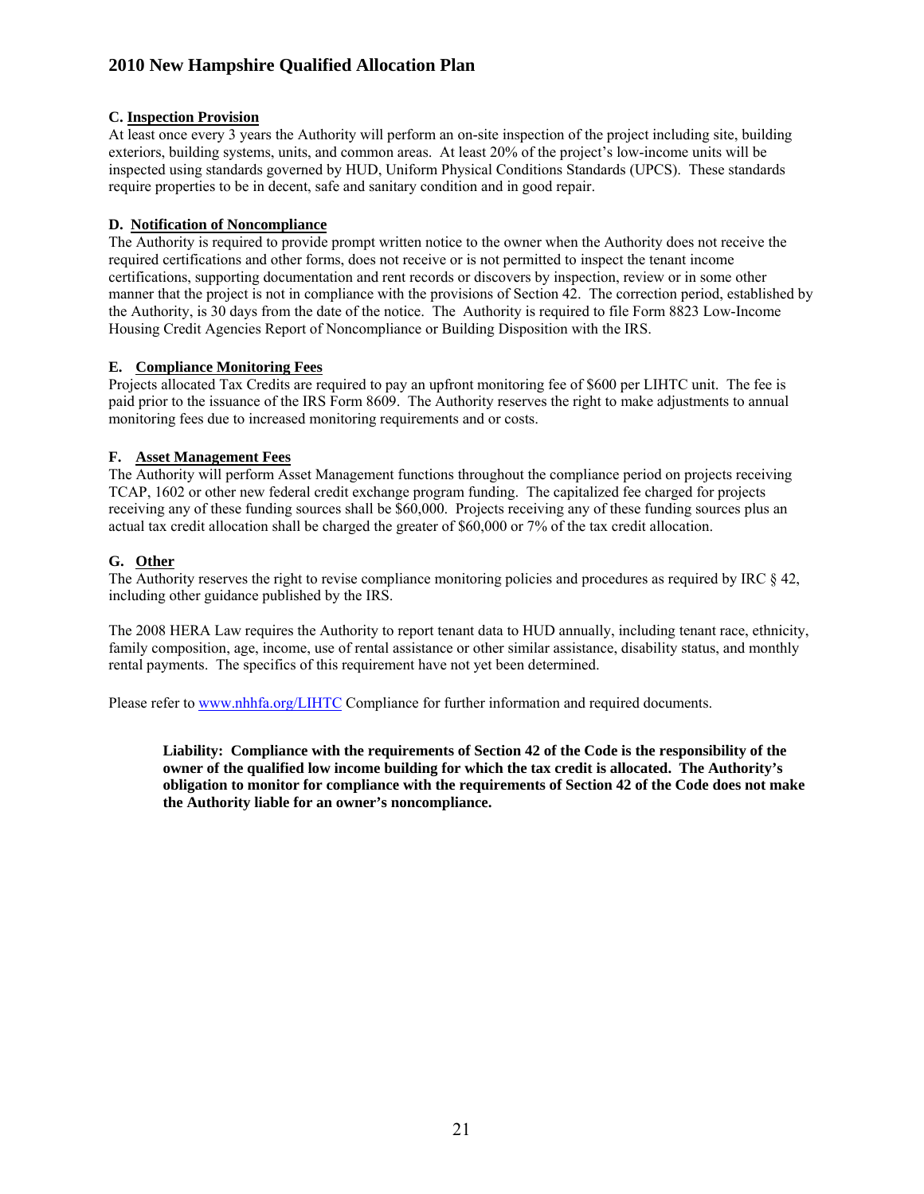### C. Inspection Provision

At least once every 3 years the Authority will perform an on-site inspection of the project including site, building exteriors, building systems, units, and common areas. At least 20% of the project's low-income units will be inspected using standards governed by HUD, Uniform Physical Conditions Standards (UPCS). These standards require properties to be in decent, safe and sanitary condition and in good repair.

### D. Notification of Noncompliance

The Authority is required to provide prompt written notice to the owner when the Authority does not receive the required certifications and other forms, does not receive or is not permitted to inspect the tenant income certifications, supporting documentation and rent records or discovers by inspection, review or in some other manner that the project is not in compliance with the provisions of Section 42. The correction period, established by the Authority, is 30 days from the date of the notice. The Authority is required to file Form 8823 Low-Income Housing Credit Agencies Report of Noncompliance or Building Disposition with the IRS.

### E. Compliance Monitoring Fees

Projects allocated Tax Credits are required to pay an upfront monitoring fee of $600 per LIHTC unit. The fee is paid prior to the issuance of the IRS Form 8609. The Authority reserves the right to make adjustments to annual monitoring fees due to increased monitoring requirements and or costs.

### F. Asset Management Fees

The Authority will perform Asset Management functions throughout the compliance period on projects receiving TCAP, 1602 or other new federal credit exchange program funding. The capitalized fee charged for projects receiving any of these funding sources shall be $60,000. Projects receiving any of these funding sources plus an actual tax credit allocation shall be charged the greater of $60,000 or 7% of the tax credit allocation.

### G. Other

The Authority reserves the right to revise compliance monitoring policies and procedures as required by IRC § 42, including other guidance published by the IRS.

The 2008 HERA Law requires the Authority to report tenant data to HUD annually, including tenant race, ethnicity, family composition, age, income, use of rental assistance or other similar assistance, disability status, and monthly rental payments. The specifics of this requirement have not yet been determined.

Please refer to www.nhhfa.org/LIHTC Compliance for further information and required documents.

**Liability: Compliance with the requirements of Section 42 of the Code is the responsibility of the owner of the qualified low income building for which the tax credit is allocated. The Authority's obligation to monitor for compliance with the requirements of Section 42 of the Code does not make the Authority liable for an owner's noncompliance.**